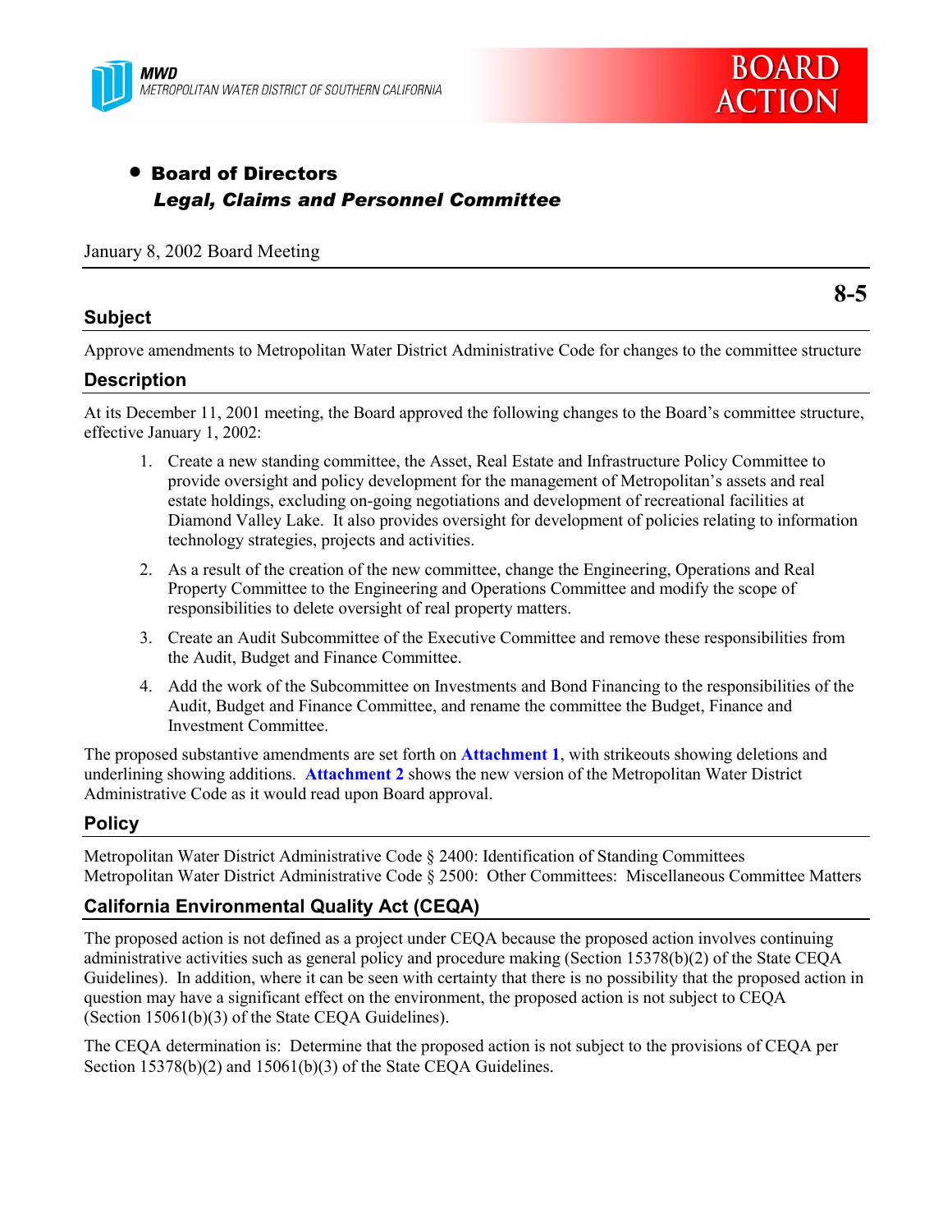MWD
METROPOLITAN WATER DISTRICT OF SOUTHERN CALIFORNIA

BOARD ACTION

- **Board of Directors**
  ***Legal, Claims and Personnel Committee***

January 8, 2002 Board Meeting

**8-5**

## Subject

Approve amendments to Metropolitan Water District Administrative Code for changes to the committee structure

## Description

At its December 11, 2001 meeting, the Board approved the following changes to the Board's committee structure, effective January 1, 2002:

1. Create a new standing committee, the Asset, Real Estate and Infrastructure Policy Committee to provide oversight and policy development for the management of Metropolitan's assets and real estate holdings, excluding on-going negotiations and development of recreational facilities at Diamond Valley Lake. It also provides oversight for development of policies relating to information technology strategies, projects and activities.
2. As a result of the creation of the new committee, change the Engineering, Operations and Real Property Committee to the Engineering and Operations Committee and modify the scope of responsibilities to delete oversight of real property matters.
3. Create an Audit Subcommittee of the Executive Committee and remove these responsibilities from the Audit, Budget and Finance Committee.
4. Add the work of the Subcommittee on Investments and Bond Financing to the responsibilities of the Audit, Budget and Finance Committee, and rename the committee the Budget, Finance and Investment Committee.

The proposed substantive amendments are set forth on **Attachment 1**, with strikeouts showing deletions and underlining showing additions. **Attachment 2** shows the new version of the Metropolitan Water District Administrative Code as it would read upon Board approval.

## Policy

Metropolitan Water District Administrative Code § 2400: Identification of Standing Committees
Metropolitan Water District Administrative Code § 2500: Other Committees: Miscellaneous Committee Matters

## California Environmental Quality Act (CEQA)

The proposed action is not defined as a project under CEQA because the proposed action involves continuing administrative activities such as general policy and procedure making (Section 15378(b)(2) of the State CEQA Guidelines). In addition, where it can be seen with certainty that there is no possibility that the proposed action in question may have a significant effect on the environment, the proposed action is not subject to CEQA (Section 15061(b)(3) of the State CEQA Guidelines).

The CEQA determination is: Determine that the proposed action is not subject to the provisions of CEQA per Section 15378(b)(2) and 15061(b)(3) of the State CEQA Guidelines.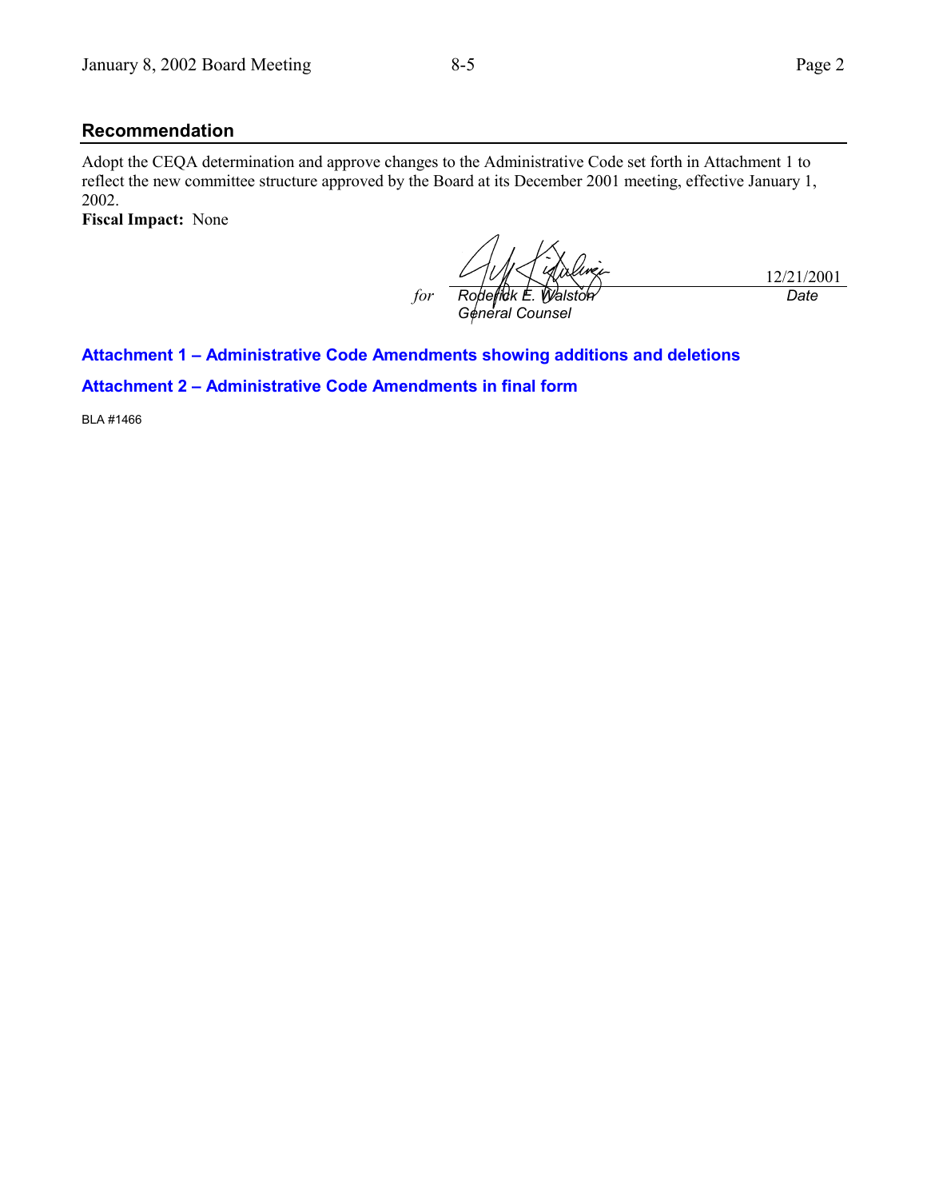## Recommendation

Adopt the CEQA determination and approve changes to the Administrative Code set forth in Attachment 1 to reflect the new committee structure approved by the Board at its December 2001 meeting, effective January 1, 2002.

**Fiscal Impact:** None

*for* *Roderick E. Walston*
*General Counsel*

12/21/2001
*Date*

**Attachment 1 – Administrative Code Amendments showing additions and deletions**

**Attachment 2 – Administrative Code Amendments in final form**

BLA #1466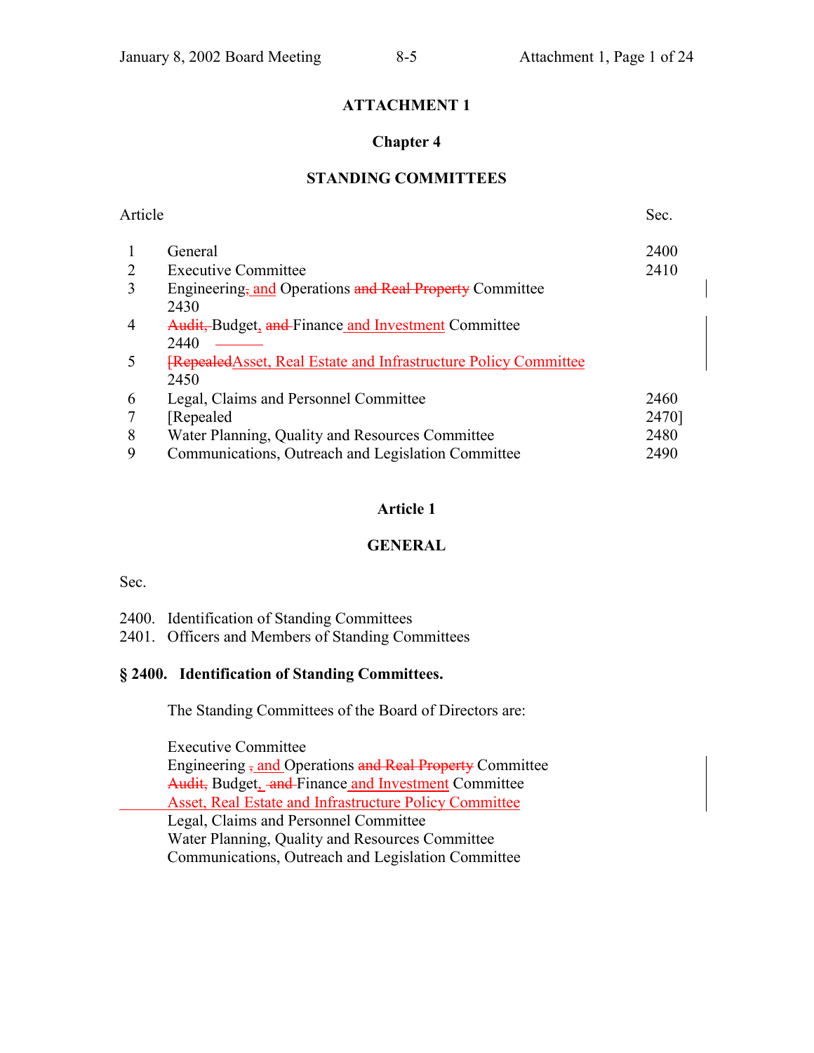**ATTACHMENT 1**

**Chapter 4**

**STANDING COMMITTEES**

| Article | | Sec. |
|---|---|---|
| 1 | General | 2400 |
| 2 | Executive Committee | 2410 |
| 3 | Engineering, and Operations and Real Property Committee | 2430 |
| 4 | Audit, Budget, and Finance and Investment Committee | 2440 |
| 5 | [RepealedAsset, Real Estate and Infrastructure Policy Committee | 2450 |
| 6 | Legal, Claims and Personnel Committee | 2460 |
| 7 | [Repealed | 2470] |
| 8 | Water Planning, Quality and Resources Committee | 2480 |
| 9 | Communications, Outreach and Legislation Committee | 2490 |

**Article 1**

**GENERAL**

Sec.

2400. Identification of Standing Committees
2401. Officers and Members of Standing Committees

**§ 2400. Identification of Standing Committees.**

The Standing Committees of the Board of Directors are:

Executive Committee
Engineering , and Operations and Real Property Committee
Audit, Budget, and Finance and Investment Committee
Asset, Real Estate and Infrastructure Policy Committee
Legal, Claims and Personnel Committee
Water Planning, Quality and Resources Committee
Communications, Outreach and Legislation Committee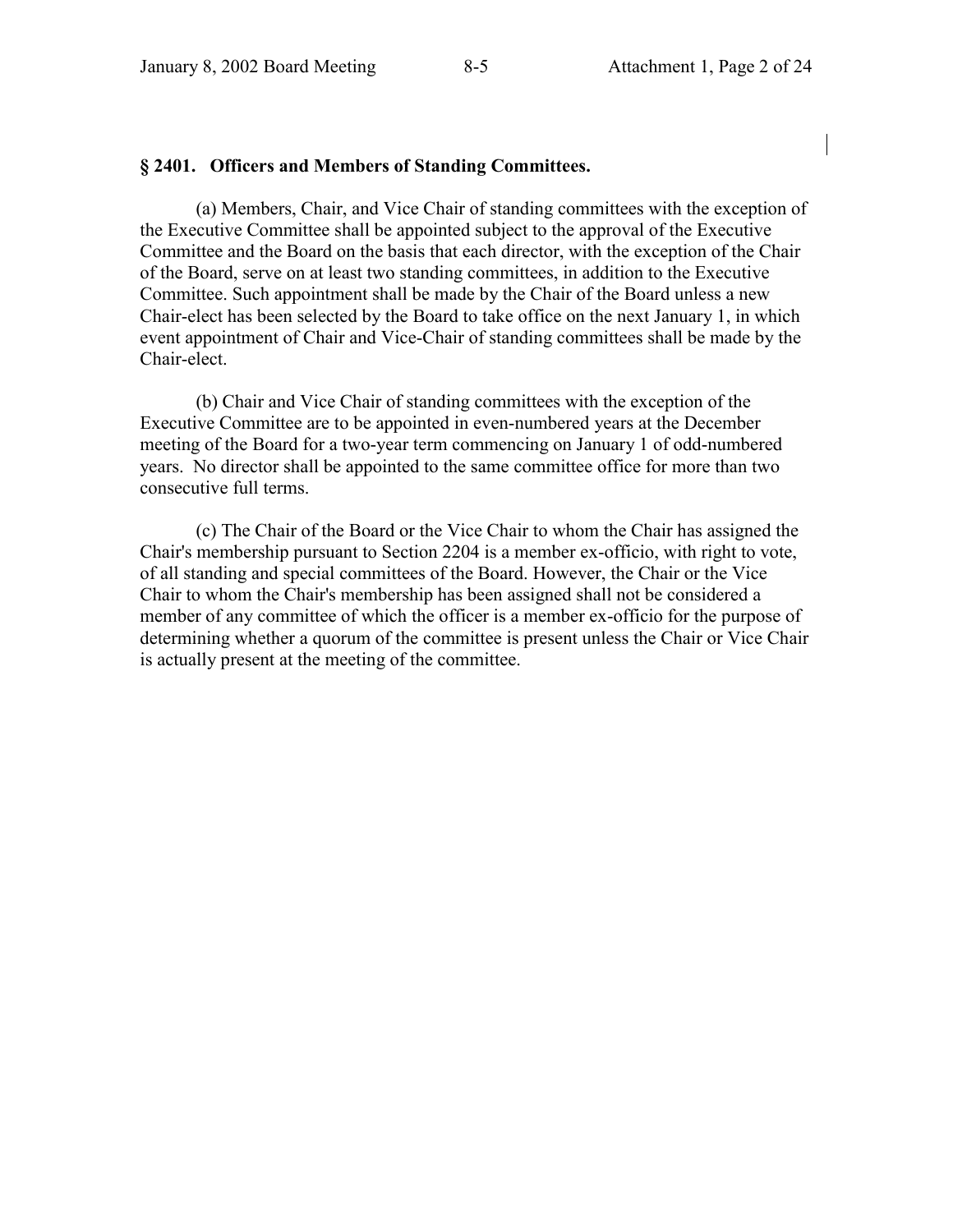## § 2401. Officers and Members of Standing Committees.

(a) Members, Chair, and Vice Chair of standing committees with the exception of the Executive Committee shall be appointed subject to the approval of the Executive Committee and the Board on the basis that each director, with the exception of the Chair of the Board, serve on at least two standing committees, in addition to the Executive Committee. Such appointment shall be made by the Chair of the Board unless a new Chair-elect has been selected by the Board to take office on the next January 1, in which event appointment of Chair and Vice-Chair of standing committees shall be made by the Chair-elect.

(b) Chair and Vice Chair of standing committees with the exception of the Executive Committee are to be appointed in even-numbered years at the December meeting of the Board for a two-year term commencing on January 1 of odd-numbered years. No director shall be appointed to the same committee office for more than two consecutive full terms.

(c) The Chair of the Board or the Vice Chair to whom the Chair has assigned the Chair's membership pursuant to Section 2204 is a member ex-officio, with right to vote, of all standing and special committees of the Board. However, the Chair or the Vice Chair to whom the Chair's membership has been assigned shall not be considered a member of any committee of which the officer is a member ex-officio for the purpose of determining whether a quorum of the committee is present unless the Chair or Vice Chair is actually present at the meeting of the committee.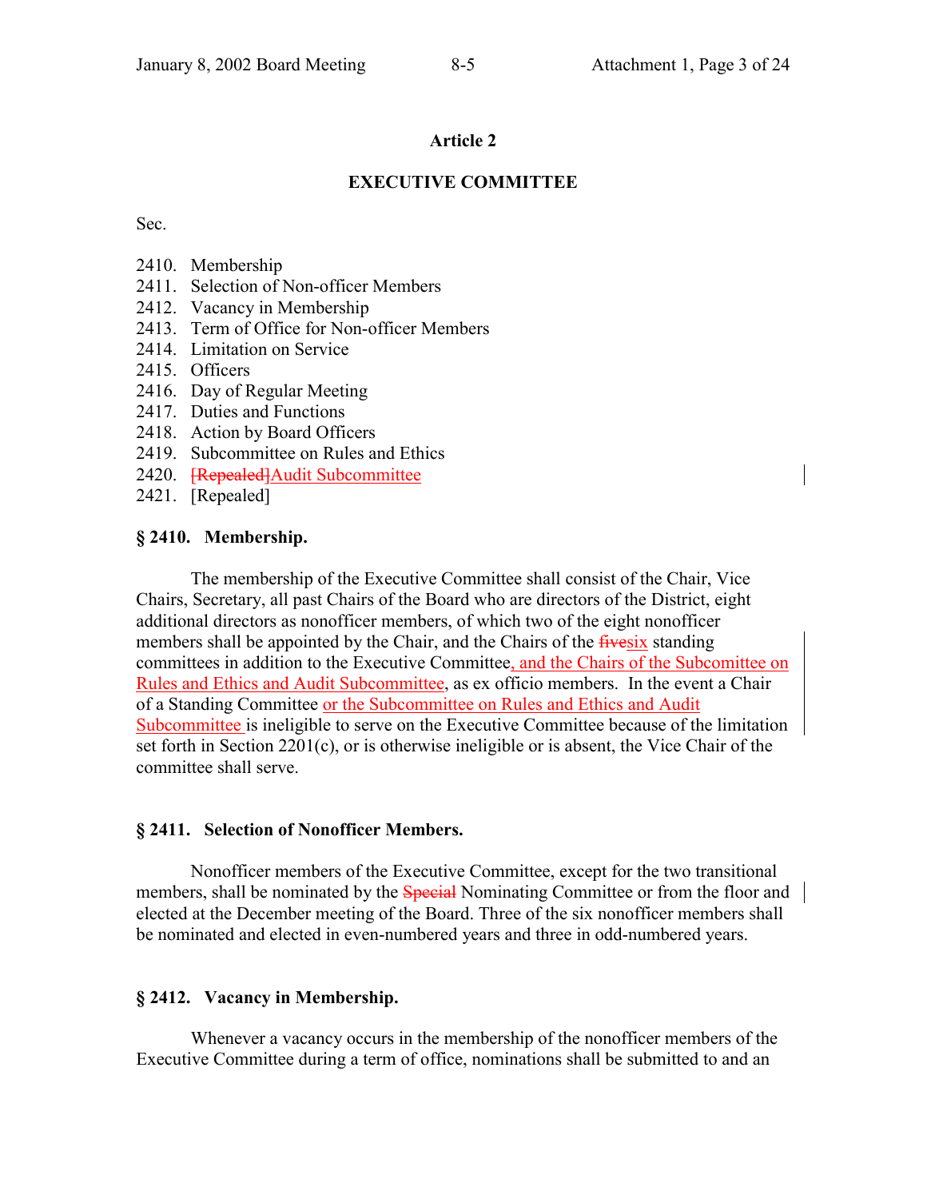## Article 2

## EXECUTIVE COMMITTEE

Sec.

2410. Membership
2411. Selection of Non-officer Members
2412. Vacancy in Membership
2413. Term of Office for Non-officer Members
2414. Limitation on Service
2415. Officers
2416. Day of Regular Meeting
2417. Duties and Functions
2418. Action by Board Officers
2419. Subcommittee on Rules and Ethics
2420. ~~[Repealed]~~Audit Subcommittee
2421. [Repealed]

**§ 2410. Membership.**

The membership of the Executive Committee shall consist of the Chair, Vice Chairs, Secretary, all past Chairs of the Board who are directors of the District, eight additional directors as nonofficer members, of which two of the eight nonofficer members shall be appointed by the Chair, and the Chairs of the ~~five~~six standing committees in addition to the Executive Committee, and the Chairs of the Subcomittee on Rules and Ethics and Audit Subcommittee, as ex officio members. In the event a Chair of a Standing Committee or the Subcommittee on Rules and Ethics and Audit Subcommittee is ineligible to serve on the Executive Committee because of the limitation set forth in Section 2201(c), or is otherwise ineligible or is absent, the Vice Chair of the committee shall serve.

**§ 2411. Selection of Nonofficer Members.**

Nonofficer members of the Executive Committee, except for the two transitional members, shall be nominated by the ~~Special~~ Nominating Committee or from the floor and elected at the December meeting of the Board. Three of the six nonofficer members shall be nominated and elected in even-numbered years and three in odd-numbered years.

**§ 2412. Vacancy in Membership.**

Whenever a vacancy occurs in the membership of the nonofficer members of the Executive Committee during a term of office, nominations shall be submitted to and an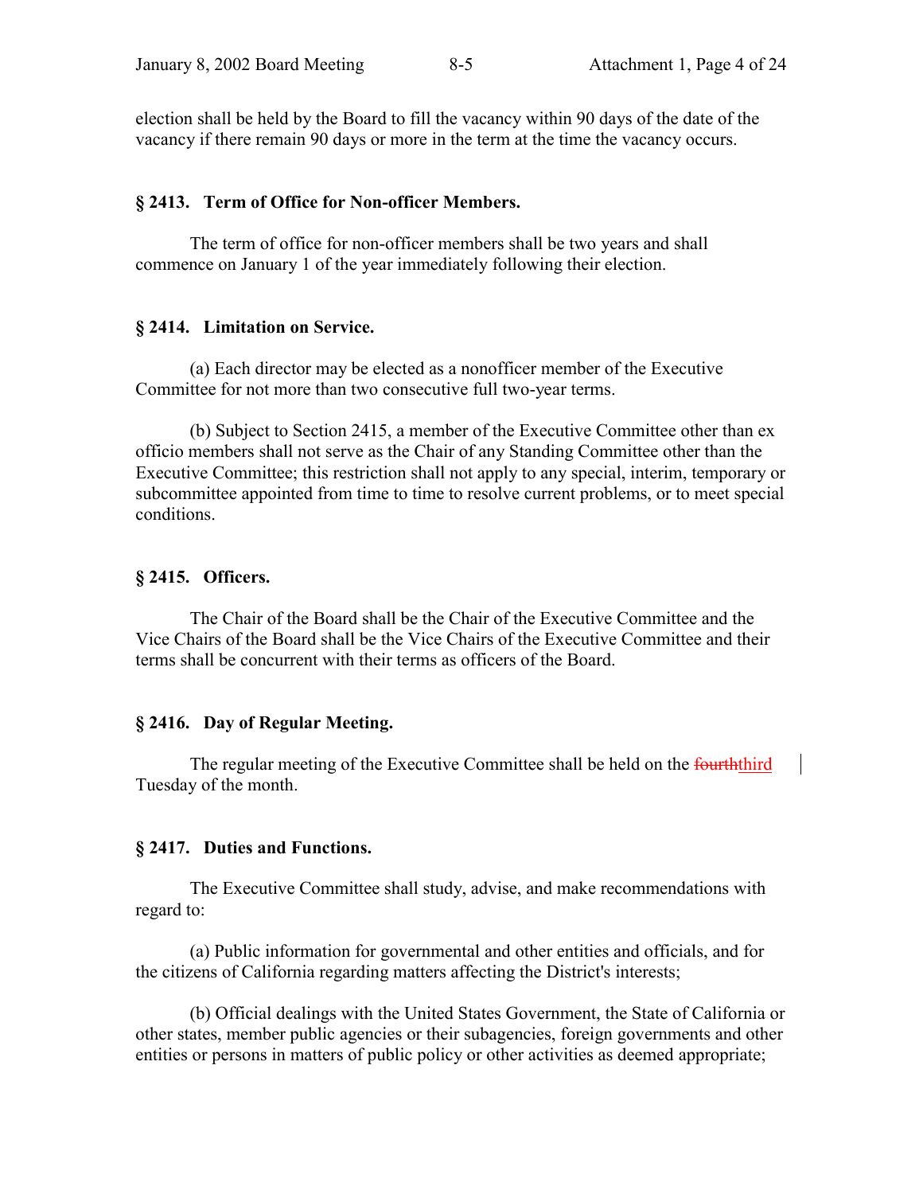election shall be held by the Board to fill the vacancy within 90 days of the date of the vacancy if there remain 90 days or more in the term at the time the vacancy occurs.

### § 2413. Term of Office for Non-officer Members.

The term of office for non-officer members shall be two years and shall commence on January 1 of the year immediately following their election.

### § 2414. Limitation on Service.

(a) Each director may be elected as a nonofficer member of the Executive Committee for not more than two consecutive full two-year terms.

(b) Subject to Section 2415, a member of the Executive Committee other than ex officio members shall not serve as the Chair of any Standing Committee other than the Executive Committee; this restriction shall not apply to any special, interim, temporary or subcommittee appointed from time to time to resolve current problems, or to meet special conditions.

### § 2415. Officers.

The Chair of the Board shall be the Chair of the Executive Committee and the Vice Chairs of the Board shall be the Vice Chairs of the Executive Committee and their terms shall be concurrent with their terms as officers of the Board.

### § 2416. Day of Regular Meeting.

The regular meeting of the Executive Committee shall be held on the ~~fourth~~third Tuesday of the month.

### § 2417. Duties and Functions.

The Executive Committee shall study, advise, and make recommendations with regard to:

(a) Public information for governmental and other entities and officials, and for the citizens of California regarding matters affecting the District's interests;

(b) Official dealings with the United States Government, the State of California or other states, member public agencies or their subagencies, foreign governments and other entities or persons in matters of public policy or other activities as deemed appropriate;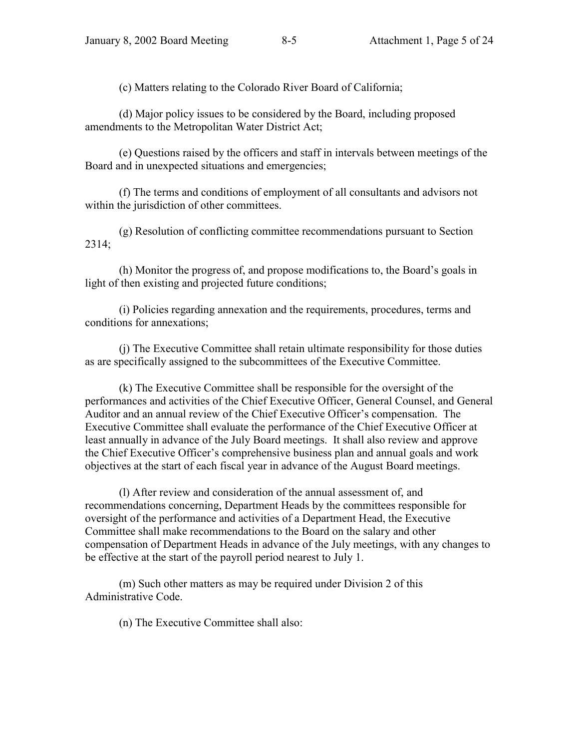(c) Matters relating to the Colorado River Board of California;

(d) Major policy issues to be considered by the Board, including proposed amendments to the Metropolitan Water District Act;

(e) Questions raised by the officers and staff in intervals between meetings of the Board and in unexpected situations and emergencies;

(f) The terms and conditions of employment of all consultants and advisors not within the jurisdiction of other committees.

(g) Resolution of conflicting committee recommendations pursuant to Section 2314;

(h) Monitor the progress of, and propose modifications to, the Board's goals in light of then existing and projected future conditions;

(i) Policies regarding annexation and the requirements, procedures, terms and conditions for annexations;

(j) The Executive Committee shall retain ultimate responsibility for those duties as are specifically assigned to the subcommittees of the Executive Committee.

(k) The Executive Committee shall be responsible for the oversight of the performances and activities of the Chief Executive Officer, General Counsel, and General Auditor and an annual review of the Chief Executive Officer's compensation. The Executive Committee shall evaluate the performance of the Chief Executive Officer at least annually in advance of the July Board meetings. It shall also review and approve the Chief Executive Officer's comprehensive business plan and annual goals and work objectives at the start of each fiscal year in advance of the August Board meetings.

(l) After review and consideration of the annual assessment of, and recommendations concerning, Department Heads by the committees responsible for oversight of the performance and activities of a Department Head, the Executive Committee shall make recommendations to the Board on the salary and other compensation of Department Heads in advance of the July meetings, with any changes to be effective at the start of the payroll period nearest to July 1.

(m) Such other matters as may be required under Division 2 of this Administrative Code.

(n) The Executive Committee shall also: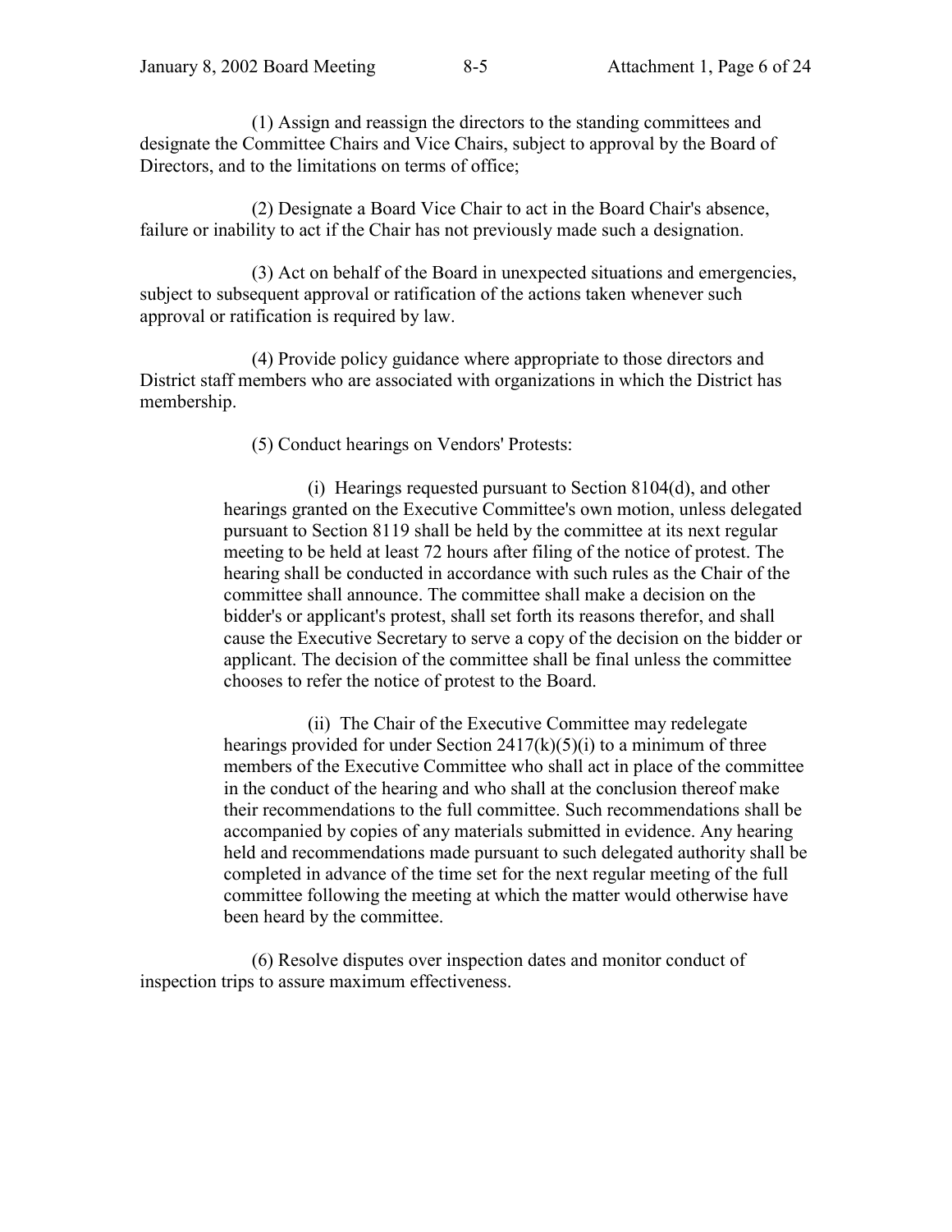(1) Assign and reassign the directors to the standing committees and designate the Committee Chairs and Vice Chairs, subject to approval by the Board of Directors, and to the limitations on terms of office;

(2) Designate a Board Vice Chair to act in the Board Chair's absence, failure or inability to act if the Chair has not previously made such a designation.

(3) Act on behalf of the Board in unexpected situations and emergencies, subject to subsequent approval or ratification of the actions taken whenever such approval or ratification is required by law.

(4) Provide policy guidance where appropriate to those directors and District staff members who are associated with organizations in which the District has membership.

(5) Conduct hearings on Vendors' Protests:

> (i) Hearings requested pursuant to Section 8104(d), and other hearings granted on the Executive Committee's own motion, unless delegated pursuant to Section 8119 shall be held by the committee at its next regular meeting to be held at least 72 hours after filing of the notice of protest. The hearing shall be conducted in accordance with such rules as the Chair of the committee shall announce. The committee shall make a decision on the bidder's or applicant's protest, shall set forth its reasons therefor, and shall cause the Executive Secretary to serve a copy of the decision on the bidder or applicant. The decision of the committee shall be final unless the committee chooses to refer the notice of protest to the Board.
>
> (ii) The Chair of the Executive Committee may redelegate hearings provided for under Section 2417(k)(5)(i) to a minimum of three members of the Executive Committee who shall act in place of the committee in the conduct of the hearing and who shall at the conclusion thereof make their recommendations to the full committee. Such recommendations shall be accompanied by copies of any materials submitted in evidence. Any hearing held and recommendations made pursuant to such delegated authority shall be completed in advance of the time set for the next regular meeting of the full committee following the meeting at which the matter would otherwise have been heard by the committee.

(6) Resolve disputes over inspection dates and monitor conduct of inspection trips to assure maximum effectiveness.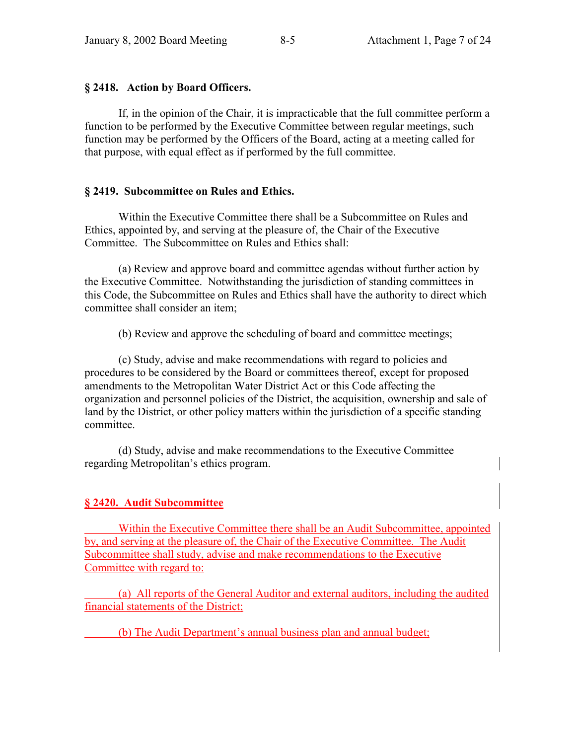**§ 2418. Action by Board Officers.**

If, in the opinion of the Chair, it is impracticable that the full committee perform a function to be performed by the Executive Committee between regular meetings, such function may be performed by the Officers of the Board, acting at a meeting called for that purpose, with equal effect as if performed by the full committee.

**§ 2419. Subcommittee on Rules and Ethics.**

Within the Executive Committee there shall be a Subcommittee on Rules and Ethics, appointed by, and serving at the pleasure of, the Chair of the Executive Committee. The Subcommittee on Rules and Ethics shall:

(a) Review and approve board and committee agendas without further action by the Executive Committee. Notwithstanding the jurisdiction of standing committees in this Code, the Subcommittee on Rules and Ethics shall have the authority to direct which committee shall consider an item;

(b) Review and approve the scheduling of board and committee meetings;

(c) Study, advise and make recommendations with regard to policies and procedures to be considered by the Board or committees thereof, except for proposed amendments to the Metropolitan Water District Act or this Code affecting the organization and personnel policies of the District, the acquisition, ownership and sale of land by the District, or other policy matters within the jurisdiction of a specific standing committee.

(d) Study, advise and make recommendations to the Executive Committee regarding Metropolitan's ethics program.

**§ 2420. Audit Subcommittee**

Within the Executive Committee there shall be an Audit Subcommittee, appointed by, and serving at the pleasure of, the Chair of the Executive Committee. The Audit Subcommittee shall study, advise and make recommendations to the Executive Committee with regard to:

(a) All reports of the General Auditor and external auditors, including the audited financial statements of the District;

(b) The Audit Department's annual business plan and annual budget;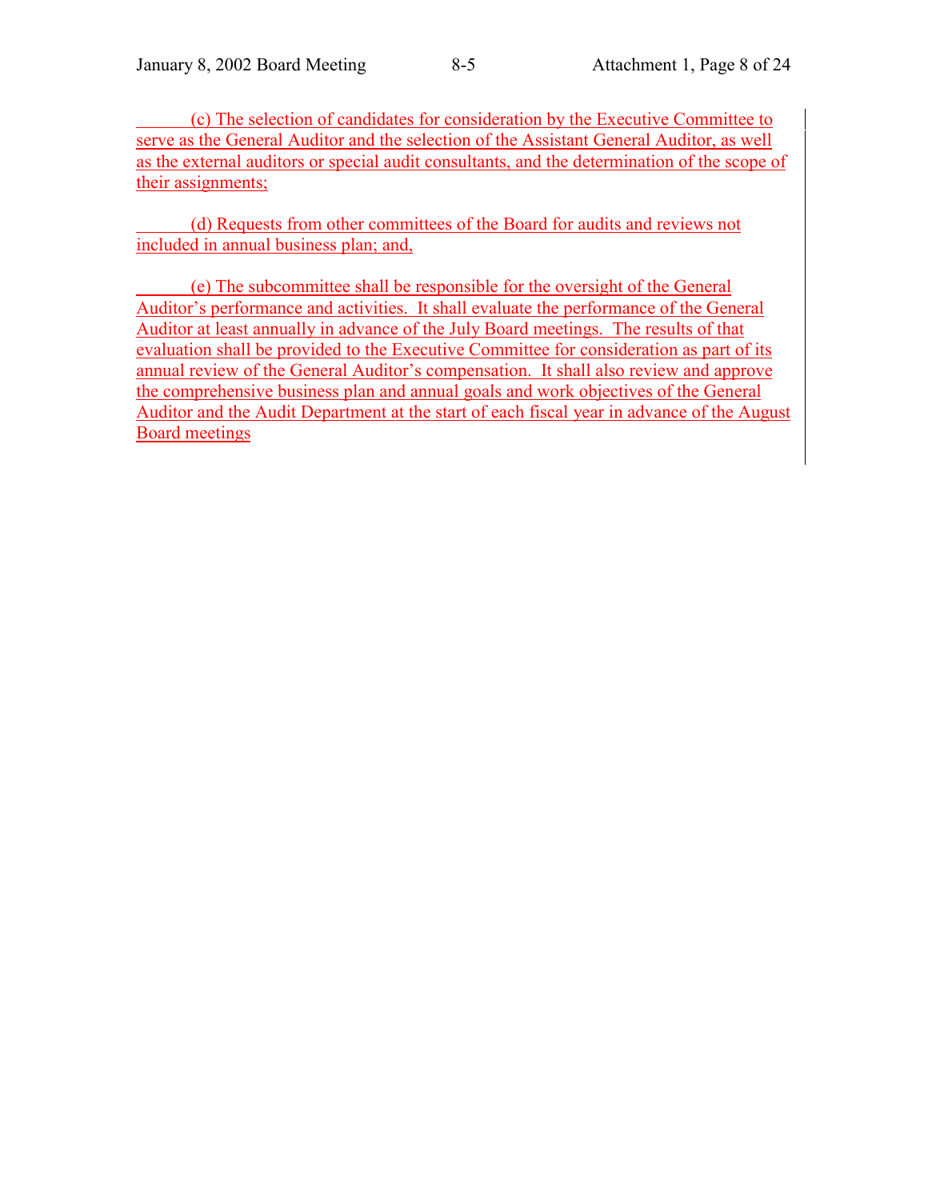(c) The selection of candidates for consideration by the Executive Committee to serve as the General Auditor and the selection of the Assistant General Auditor, as well as the external auditors or special audit consultants, and the determination of the scope of their assignments;

(d) Requests from other committees of the Board for audits and reviews not included in annual business plan; and,

(e) The subcommittee shall be responsible for the oversight of the General Auditor's performance and activities. It shall evaluate the performance of the General Auditor at least annually in advance of the July Board meetings. The results of that evaluation shall be provided to the Executive Committee for consideration as part of its annual review of the General Auditor's compensation. It shall also review and approve the comprehensive business plan and annual goals and work objectives of the General Auditor and the Audit Department at the start of each fiscal year in advance of the August Board meetings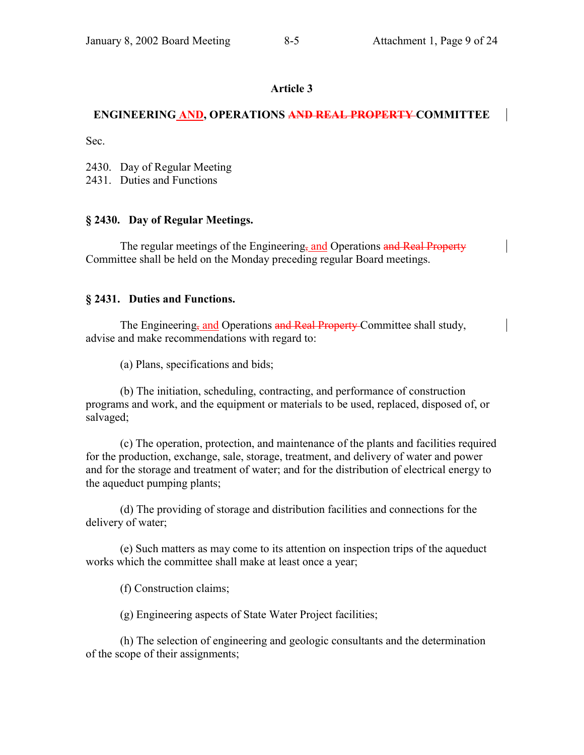## Article 3

### ENGINEERING AND, OPERATIONS ~~AND REAL PROPERTY~~ COMMITTEE

Sec.

2430. Day of Regular Meeting
2431. Duties and Functions

**§ 2430. Day of Regular Meetings.**

The regular meetings of the Engineering~~,~~ and Operations ~~and Real Property~~ Committee shall be held on the Monday preceding regular Board meetings.

**§ 2431. Duties and Functions.**

The Engineering~~,~~ and Operations ~~and Real Property~~ Committee shall study, advise and make recommendations with regard to:

(a) Plans, specifications and bids;

(b) The initiation, scheduling, contracting, and performance of construction programs and work, and the equipment or materials to be used, replaced, disposed of, or salvaged;

(c) The operation, protection, and maintenance of the plants and facilities required for the production, exchange, sale, storage, treatment, and delivery of water and power and for the storage and treatment of water; and for the distribution of electrical energy to the aqueduct pumping plants;

(d) The providing of storage and distribution facilities and connections for the delivery of water;

(e) Such matters as may come to its attention on inspection trips of the aqueduct works which the committee shall make at least once a year;

(f) Construction claims;

(g) Engineering aspects of State Water Project facilities;

(h) The selection of engineering and geologic consultants and the determination of the scope of their assignments;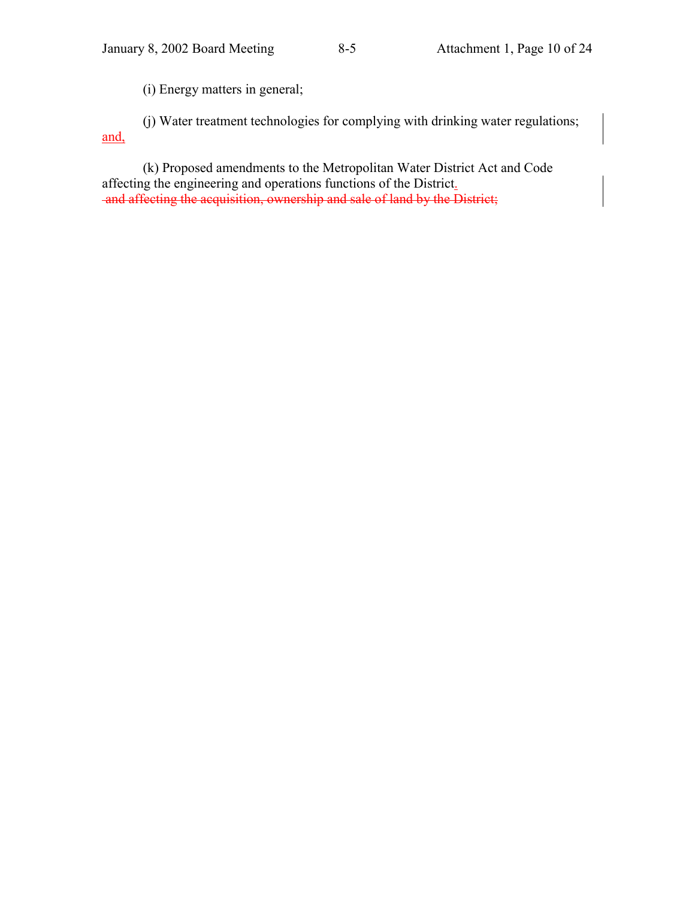(i) Energy matters in general;

(j) Water treatment technologies for complying with drinking water regulations; <ins>and,</ins>

(k) Proposed amendments to the Metropolitan Water District Act and Code affecting the engineering and operations functions of the District<ins>.</ins>
~~and affecting the acquisition, ownership and sale of land by the District;~~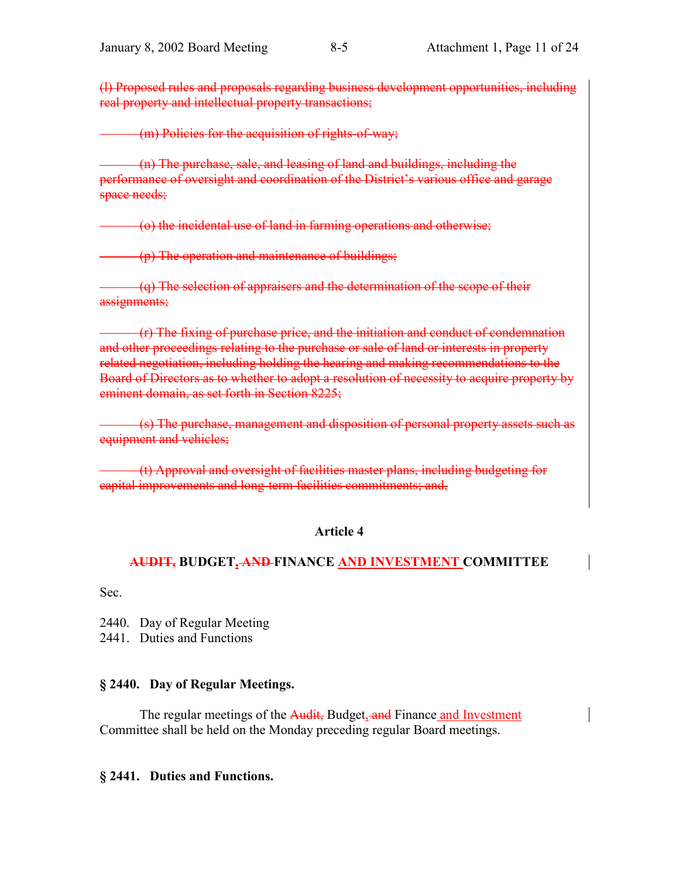~~(l) Proposed rules and proposals regarding business development opportunities, including real property and intellectual property transactions;~~

~~(m) Policies for the acquisition of rights-of-way;~~

~~(n) The purchase, sale, and leasing of land and buildings, including the performance of oversight and coordination of the District's various office and garage space needs;~~

~~(o) the incidental use of land in farming operations and otherwise;~~

~~(p) The operation and maintenance of buildings;~~

~~(q) The selection of appraisers and the determination of the scope of their assignments;~~

~~(r) The fixing of purchase price, and the initiation and conduct of condemnation and other proceedings relating to the purchase or sale of land or interests in property related negotiation, including holding the hearing and making recommendations to the Board of Directors as to whether to adopt a resolution of necessity to acquire property by eminent domain, as set forth in Section 8225;~~

~~(s) The purchase, management and disposition of personal property assets such as equipment and vehicles;~~

~~(t) Approval and oversight of facilities master plans, including budgeting for capital improvements and long-term facilities commitments; and,~~

## Article 4

## ~~AUDIT,~~ BUDGET~~, AND~~ FINANCE AND INVESTMENT COMMITTEE

Sec.

2440. Day of Regular Meeting
2441. Duties and Functions

### § 2440. Day of Regular Meetings.

The regular meetings of the ~~Audit,~~ Budget~~, and~~ Finance and Investment Committee shall be held on the Monday preceding regular Board meetings.

### § 2441. Duties and Functions.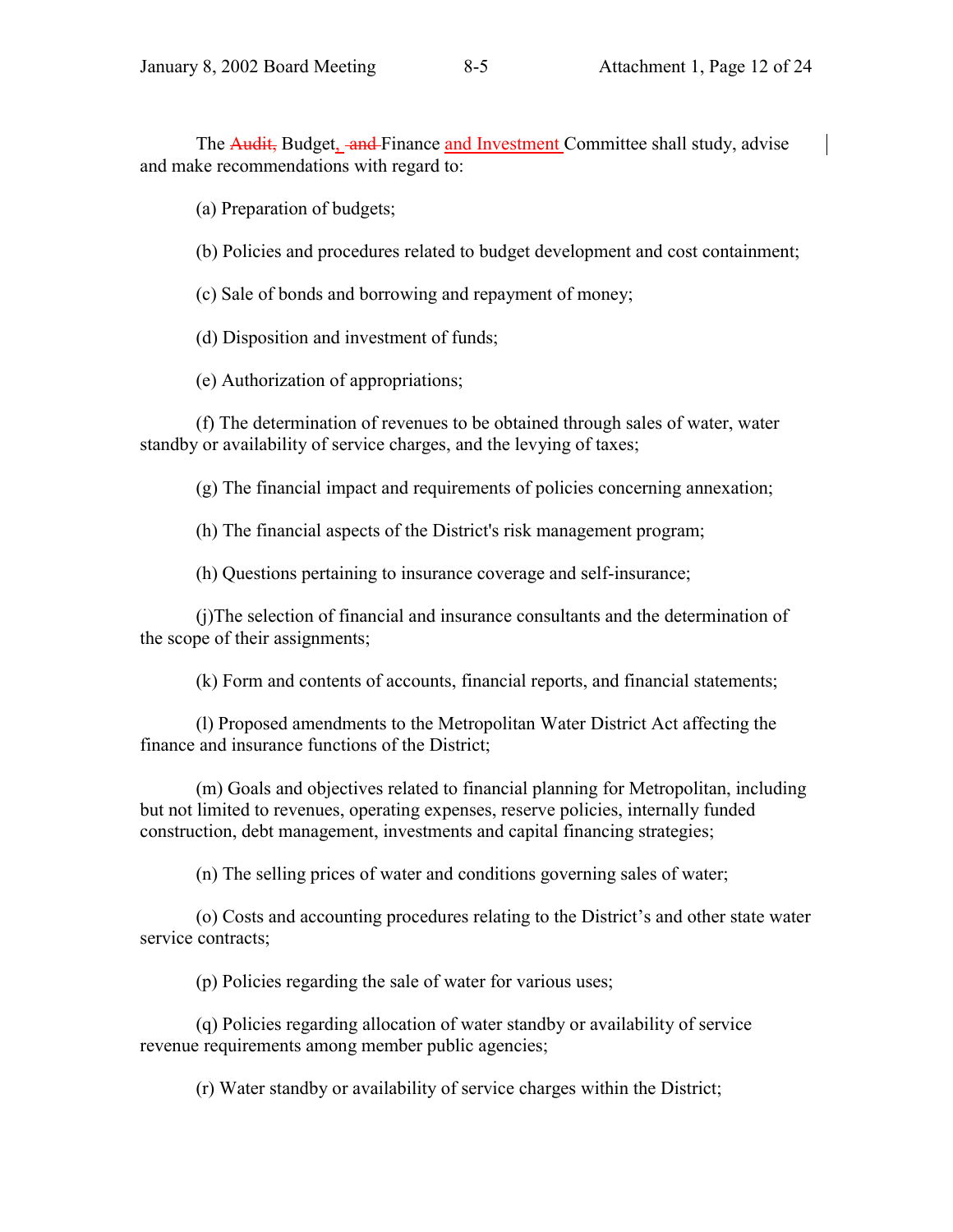The ~~Audit,~~ Budget~~, and~~ Finance and Investment Committee shall study, advise and make recommendations with regard to:

(a) Preparation of budgets;

(b) Policies and procedures related to budget development and cost containment;

(c) Sale of bonds and borrowing and repayment of money;

(d) Disposition and investment of funds;

(e) Authorization of appropriations;

(f) The determination of revenues to be obtained through sales of water, water standby or availability of service charges, and the levying of taxes;

(g) The financial impact and requirements of policies concerning annexation;

(h) The financial aspects of the District's risk management program;

(h) Questions pertaining to insurance coverage and self-insurance;

(j)The selection of financial and insurance consultants and the determination of the scope of their assignments;

(k) Form and contents of accounts, financial reports, and financial statements;

(l) Proposed amendments to the Metropolitan Water District Act affecting the finance and insurance functions of the District;

(m) Goals and objectives related to financial planning for Metropolitan, including but not limited to revenues, operating expenses, reserve policies, internally funded construction, debt management, investments and capital financing strategies;

(n) The selling prices of water and conditions governing sales of water;

(o) Costs and accounting procedures relating to the District's and other state water service contracts;

(p) Policies regarding the sale of water for various uses;

(q) Policies regarding allocation of water standby or availability of service revenue requirements among member public agencies;

(r) Water standby or availability of service charges within the District;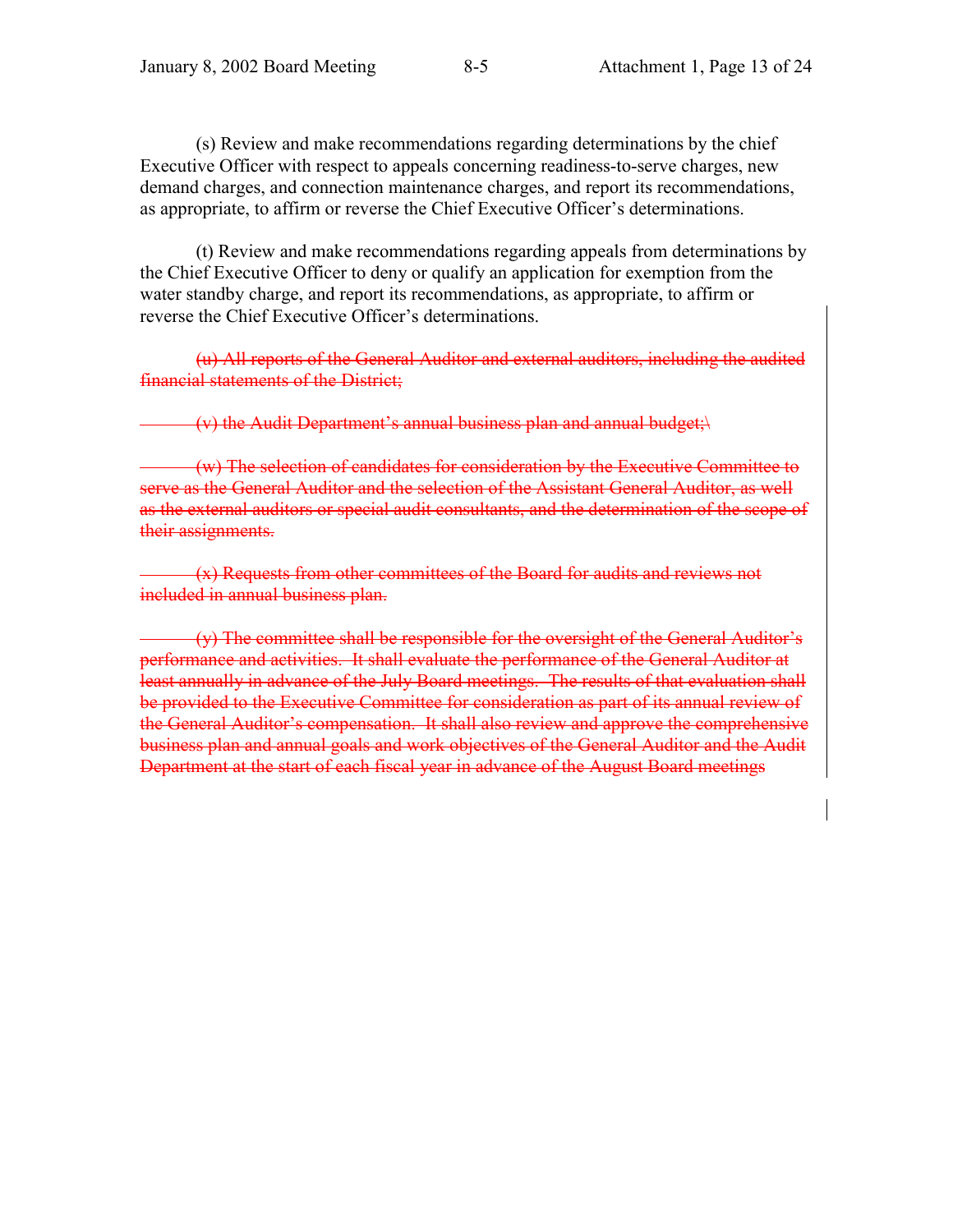(s) Review and make recommendations regarding determinations by the chief Executive Officer with respect to appeals concerning readiness-to-serve charges, new demand charges, and connection maintenance charges, and report its recommendations, as appropriate, to affirm or reverse the Chief Executive Officer's determinations.

(t) Review and make recommendations regarding appeals from determinations by the Chief Executive Officer to deny or qualify an application for exemption from the water standby charge, and report its recommendations, as appropriate, to affirm or reverse the Chief Executive Officer's determinations.

~~(u) All reports of the General Auditor and external auditors, including the audited financial statements of the District;~~

~~(v) the Audit Department's annual business plan and annual budget;\~~

~~(w) The selection of candidates for consideration by the Executive Committee to serve as the General Auditor and the selection of the Assistant General Auditor, as well as the external auditors or special audit consultants, and the determination of the scope of their assignments.~~

~~(x) Requests from other committees of the Board for audits and reviews not included in annual business plan.~~

~~(y) The committee shall be responsible for the oversight of the General Auditor's performance and activities. It shall evaluate the performance of the General Auditor at least annually in advance of the July Board meetings. The results of that evaluation shall be provided to the Executive Committee for consideration as part of its annual review of the General Auditor's compensation. It shall also review and approve the comprehensive business plan and annual goals and work objectives of the General Auditor and the Audit Department at the start of each fiscal year in advance of the August Board meetings~~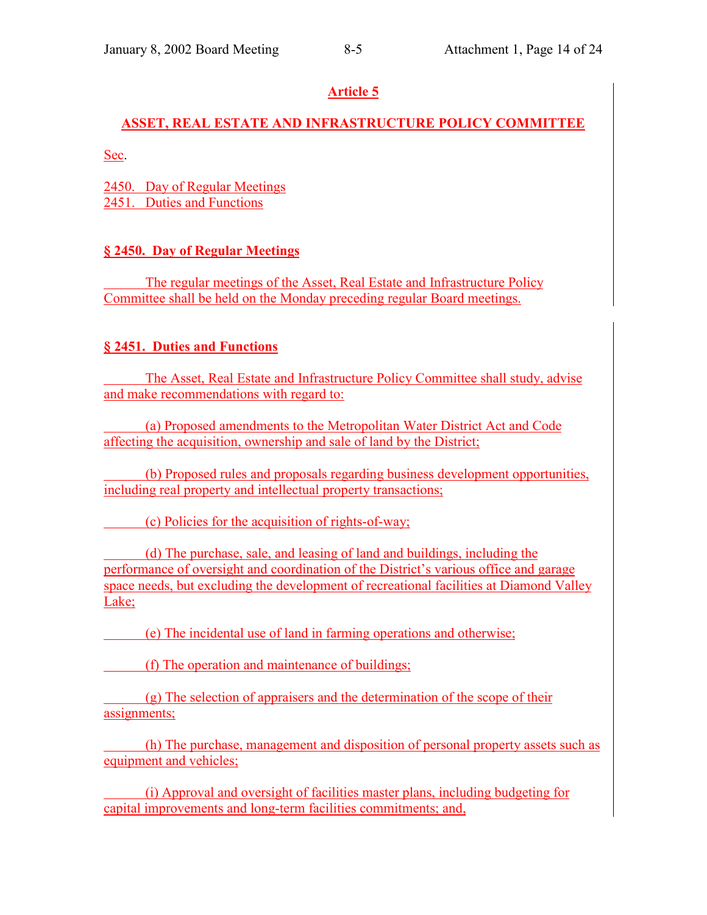## Article 5

## ASSET, REAL ESTATE AND INFRASTRUCTURE POLICY COMMITTEE

Sec.

2450. Day of Regular Meetings
2451. Duties and Functions

### § 2450. Day of Regular Meetings

The regular meetings of the Asset, Real Estate and Infrastructure Policy Committee shall be held on the Monday preceding regular Board meetings.

### § 2451. Duties and Functions

The Asset, Real Estate and Infrastructure Policy Committee shall study, advise and make recommendations with regard to:

(a) Proposed amendments to the Metropolitan Water District Act and Code affecting the acquisition, ownership and sale of land by the District;

(b) Proposed rules and proposals regarding business development opportunities, including real property and intellectual property transactions;

(c) Policies for the acquisition of rights-of-way;

(d) The purchase, sale, and leasing of land and buildings, including the performance of oversight and coordination of the District's various office and garage space needs, but excluding the development of recreational facilities at Diamond Valley Lake;

(e) The incidental use of land in farming operations and otherwise;

(f) The operation and maintenance of buildings;

(g) The selection of appraisers and the determination of the scope of their assignments;

(h) The purchase, management and disposition of personal property assets such as equipment and vehicles;

(i) Approval and oversight of facilities master plans, including budgeting for capital improvements and long-term facilities commitments; and,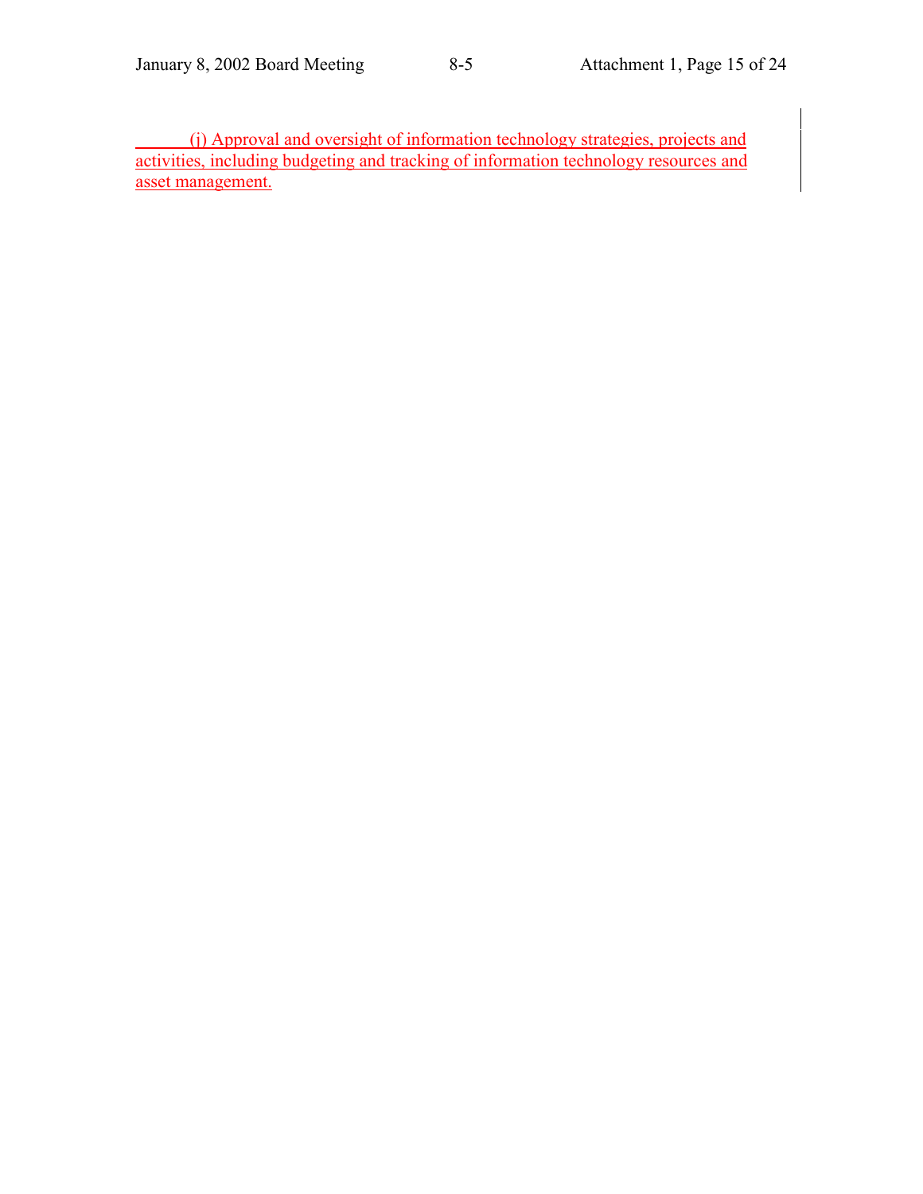(j) Approval and oversight of information technology strategies, projects and activities, including budgeting and tracking of information technology resources and asset management.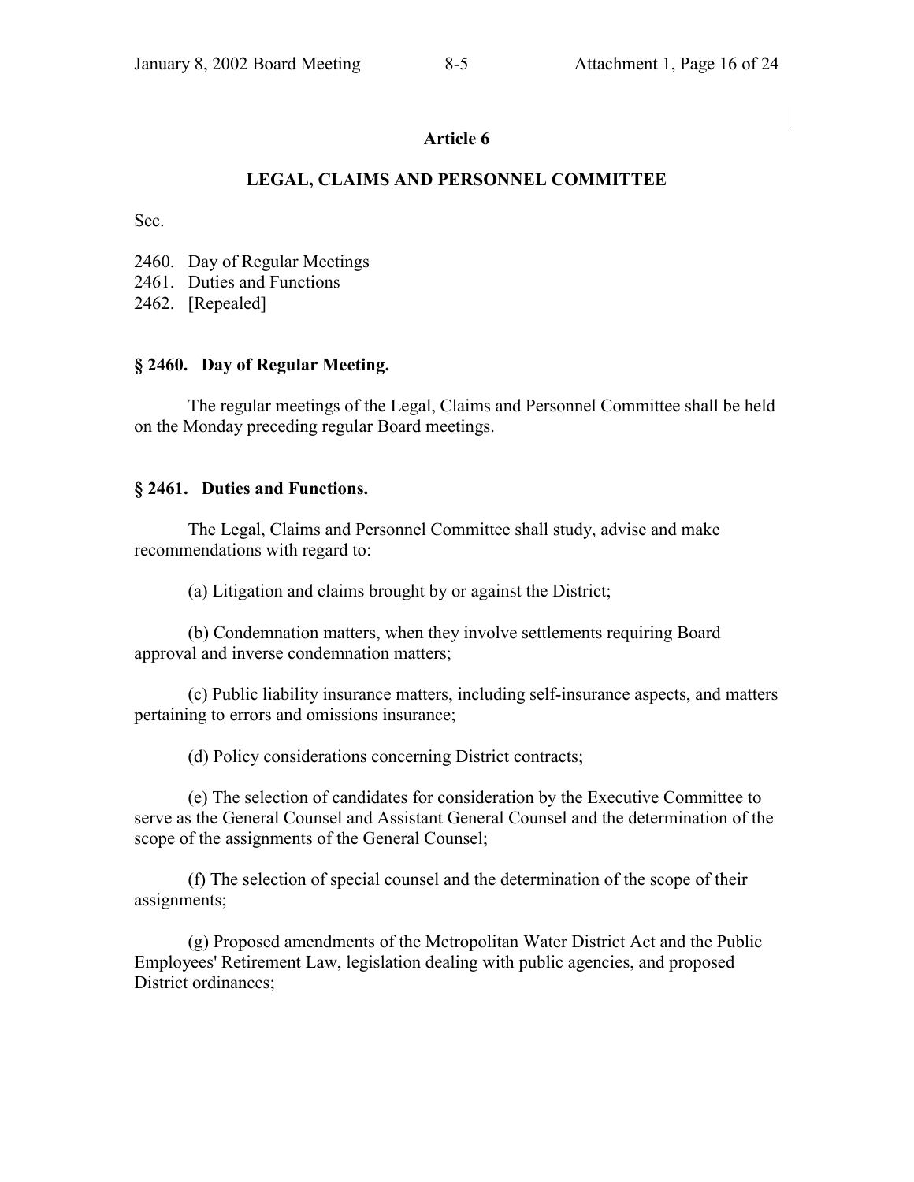## Article 6

## LEGAL, CLAIMS AND PERSONNEL COMMITTEE

Sec.

2460. Day of Regular Meetings
2461. Duties and Functions
2462. [Repealed]

### § 2460. Day of Regular Meeting.

The regular meetings of the Legal, Claims and Personnel Committee shall be held on the Monday preceding regular Board meetings.

### § 2461. Duties and Functions.

The Legal, Claims and Personnel Committee shall study, advise and make recommendations with regard to:

(a) Litigation and claims brought by or against the District;

(b) Condemnation matters, when they involve settlements requiring Board approval and inverse condemnation matters;

(c) Public liability insurance matters, including self-insurance aspects, and matters pertaining to errors and omissions insurance;

(d) Policy considerations concerning District contracts;

(e) The selection of candidates for consideration by the Executive Committee to serve as the General Counsel and Assistant General Counsel and the determination of the scope of the assignments of the General Counsel;

(f) The selection of special counsel and the determination of the scope of their assignments;

(g) Proposed amendments of the Metropolitan Water District Act and the Public Employees' Retirement Law, legislation dealing with public agencies, and proposed District ordinances;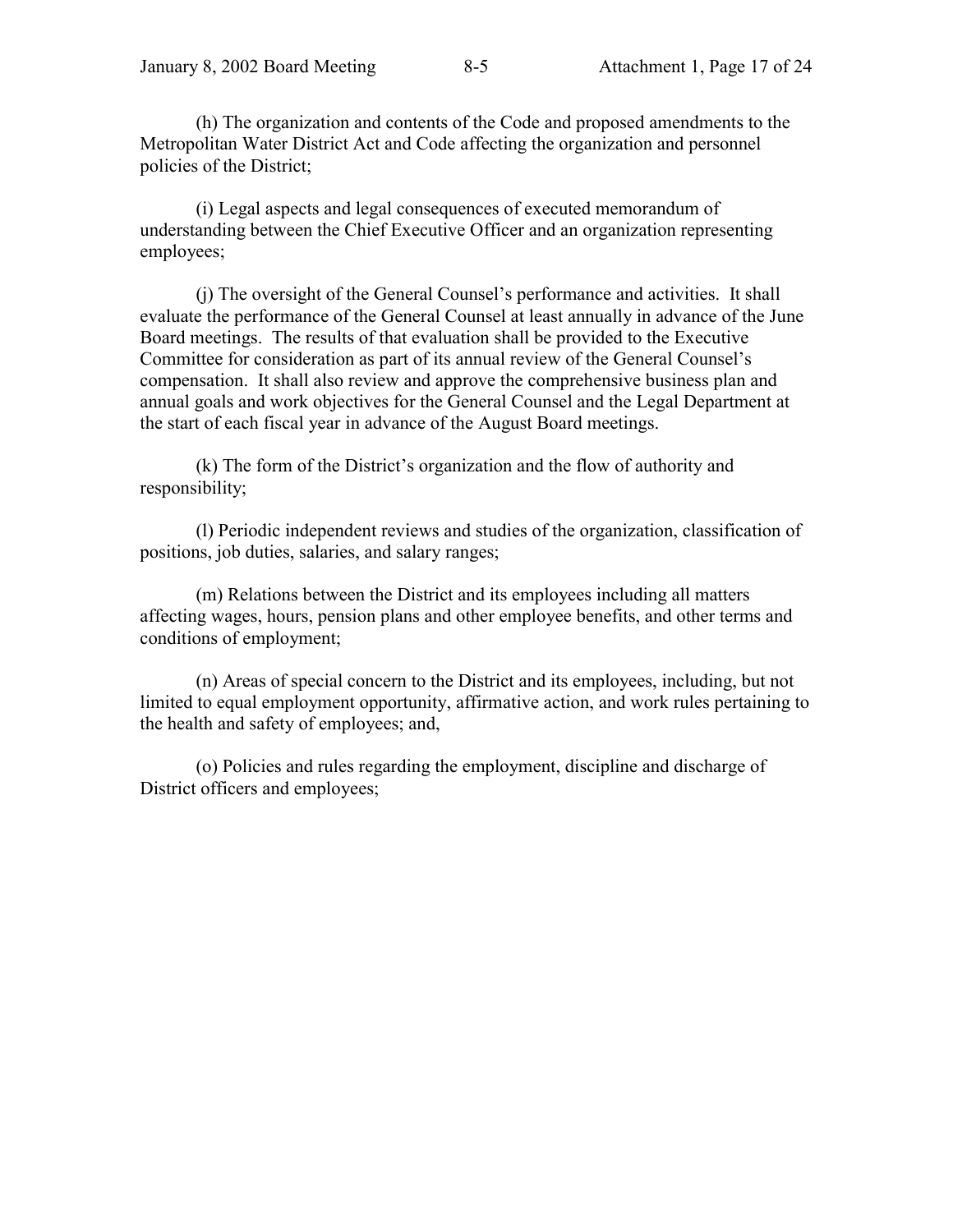(h) The organization and contents of the Code and proposed amendments to the Metropolitan Water District Act and Code affecting the organization and personnel policies of the District;

(i) Legal aspects and legal consequences of executed memorandum of understanding between the Chief Executive Officer and an organization representing employees;

(j) The oversight of the General Counsel's performance and activities. It shall evaluate the performance of the General Counsel at least annually in advance of the June Board meetings. The results of that evaluation shall be provided to the Executive Committee for consideration as part of its annual review of the General Counsel's compensation. It shall also review and approve the comprehensive business plan and annual goals and work objectives for the General Counsel and the Legal Department at the start of each fiscal year in advance of the August Board meetings.

(k) The form of the District's organization and the flow of authority and responsibility;

(l) Periodic independent reviews and studies of the organization, classification of positions, job duties, salaries, and salary ranges;

(m) Relations between the District and its employees including all matters affecting wages, hours, pension plans and other employee benefits, and other terms and conditions of employment;

(n) Areas of special concern to the District and its employees, including, but not limited to equal employment opportunity, affirmative action, and work rules pertaining to the health and safety of employees; and,

(o) Policies and rules regarding the employment, discipline and discharge of District officers and employees;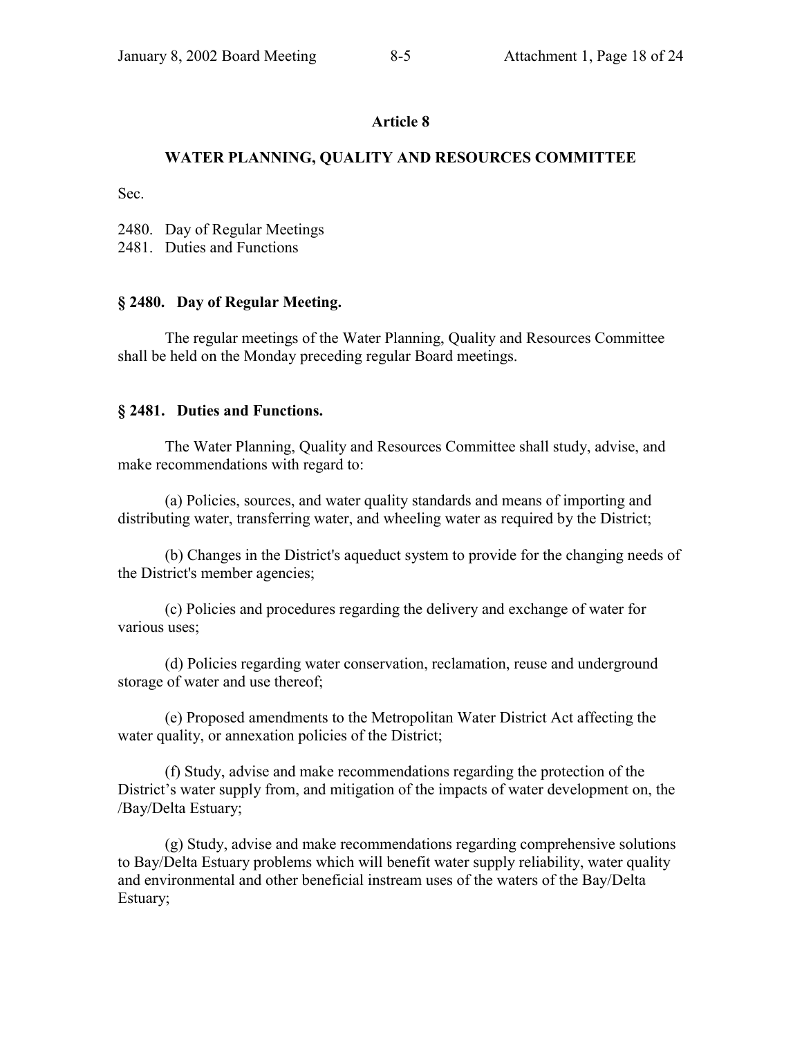## Article 8

## WATER PLANNING, QUALITY AND RESOURCES COMMITTEE

Sec.

2480. Day of Regular Meetings
2481. Duties and Functions

### § 2480. Day of Regular Meeting.

The regular meetings of the Water Planning, Quality and Resources Committee shall be held on the Monday preceding regular Board meetings.

### § 2481. Duties and Functions.

The Water Planning, Quality and Resources Committee shall study, advise, and make recommendations with regard to:

(a) Policies, sources, and water quality standards and means of importing and distributing water, transferring water, and wheeling water as required by the District;

(b) Changes in the District's aqueduct system to provide for the changing needs of the District's member agencies;

(c) Policies and procedures regarding the delivery and exchange of water for various uses;

(d) Policies regarding water conservation, reclamation, reuse and underground storage of water and use thereof;

(e) Proposed amendments to the Metropolitan Water District Act affecting the water quality, or annexation policies of the District;

(f) Study, advise and make recommendations regarding the protection of the District's water supply from, and mitigation of the impacts of water development on, the /Bay/Delta Estuary;

(g) Study, advise and make recommendations regarding comprehensive solutions to Bay/Delta Estuary problems which will benefit water supply reliability, water quality and environmental and other beneficial instream uses of the waters of the Bay/Delta Estuary;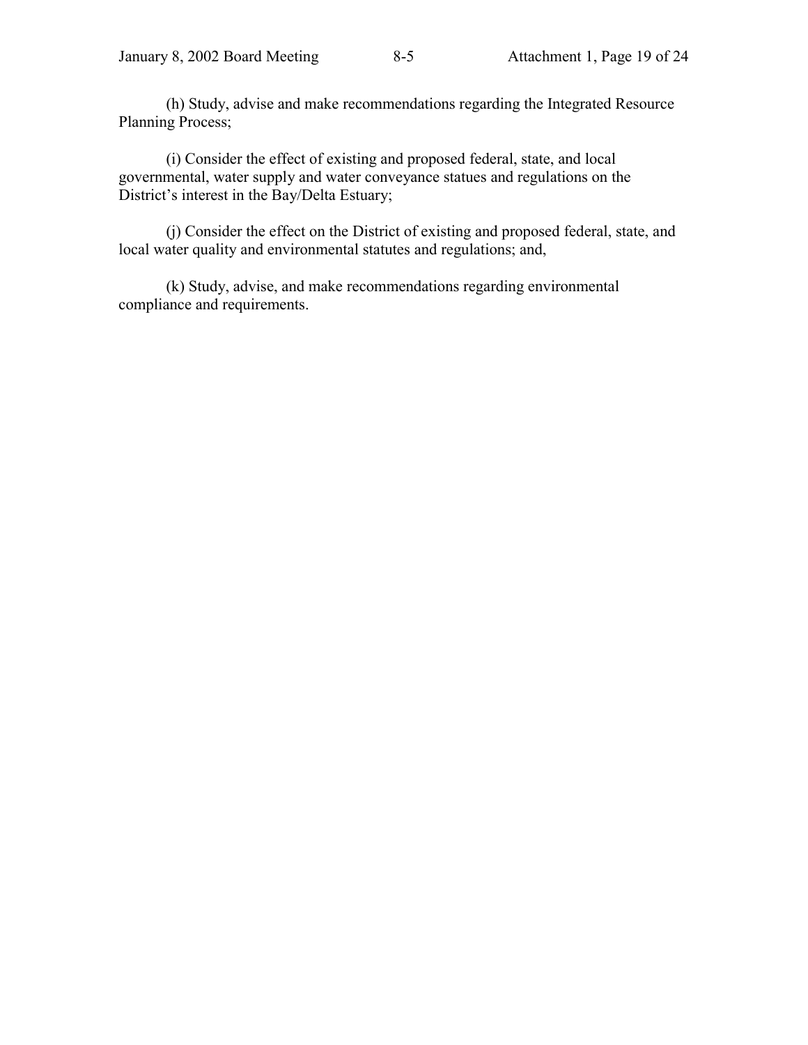(h) Study, advise and make recommendations regarding the Integrated Resource Planning Process;

(i) Consider the effect of existing and proposed federal, state, and local governmental, water supply and water conveyance statues and regulations on the District's interest in the Bay/Delta Estuary;

(j) Consider the effect on the District of existing and proposed federal, state, and local water quality and environmental statutes and regulations; and,

(k) Study, advise, and make recommendations regarding environmental compliance and requirements.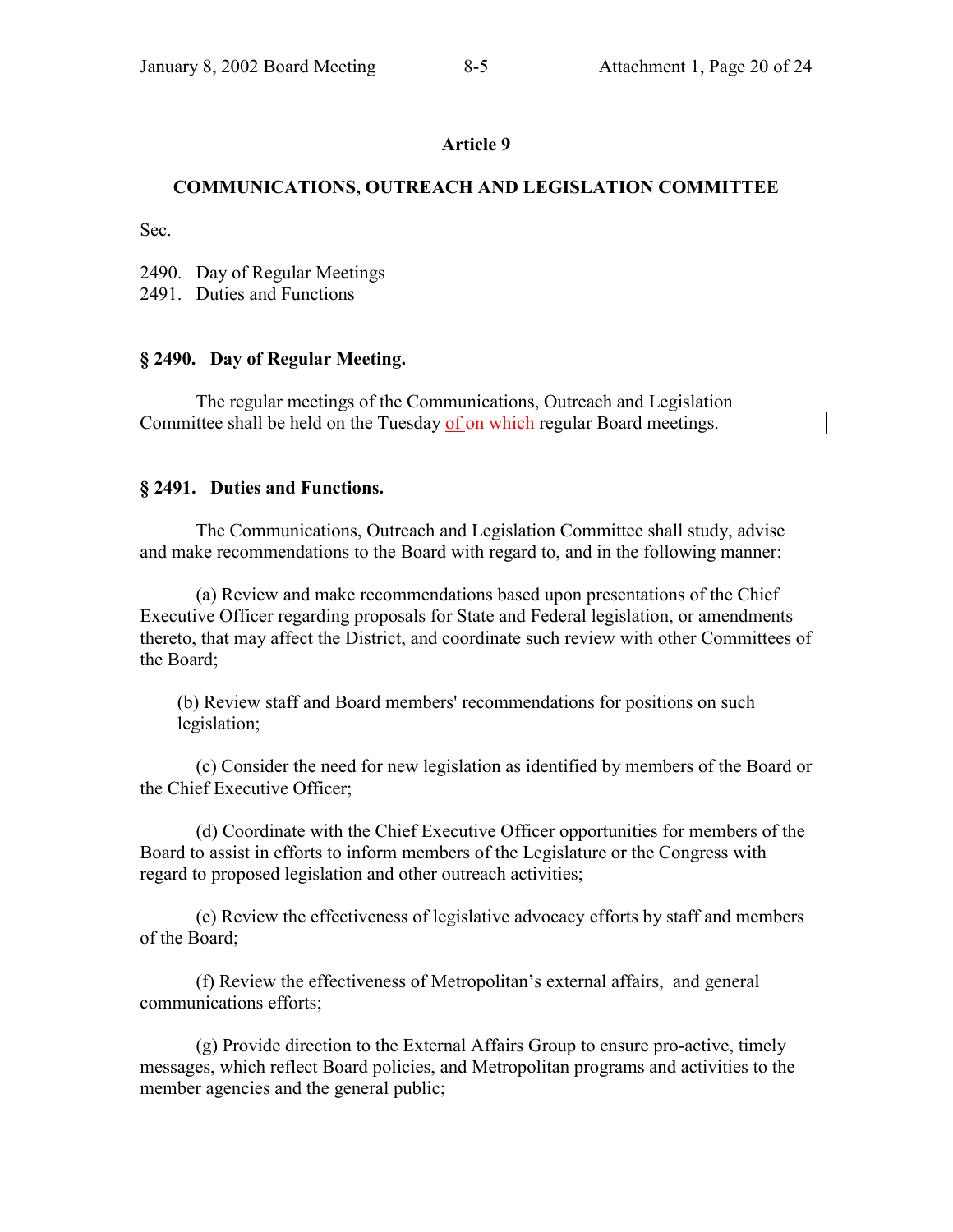**Article 9**

**COMMUNICATIONS, OUTREACH AND LEGISLATION COMMITTEE**

Sec.

2490. Day of Regular Meetings
2491. Duties and Functions

**§ 2490. Day of Regular Meeting.**

The regular meetings of the Communications, Outreach and Legislation Committee shall be held on the Tuesday of ~~on which~~ regular Board meetings.

**§ 2491. Duties and Functions.**

The Communications, Outreach and Legislation Committee shall study, advise and make recommendations to the Board with regard to, and in the following manner:

(a) Review and make recommendations based upon presentations of the Chief Executive Officer regarding proposals for State and Federal legislation, or amendments thereto, that may affect the District, and coordinate such review with other Committees of the Board;

(b) Review staff and Board members' recommendations for positions on such legislation;

(c) Consider the need for new legislation as identified by members of the Board or the Chief Executive Officer;

(d) Coordinate with the Chief Executive Officer opportunities for members of the Board to assist in efforts to inform members of the Legislature or the Congress with regard to proposed legislation and other outreach activities;

(e) Review the effectiveness of legislative advocacy efforts by staff and members of the Board;

(f) Review the effectiveness of Metropolitan's external affairs, and general communications efforts;

(g) Provide direction to the External Affairs Group to ensure pro-active, timely messages, which reflect Board policies, and Metropolitan programs and activities to the member agencies and the general public;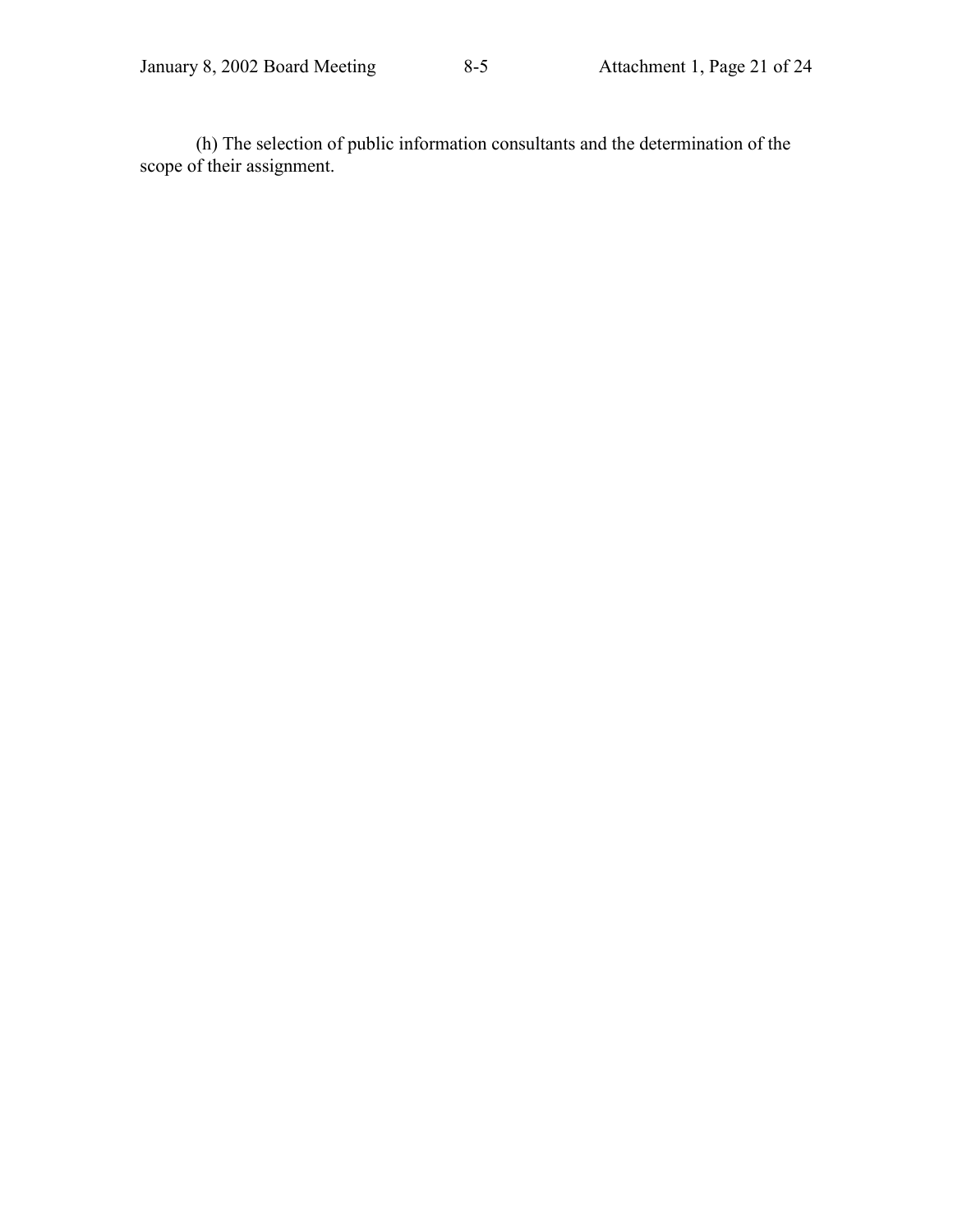(h) The selection of public information consultants and the determination of the scope of their assignment.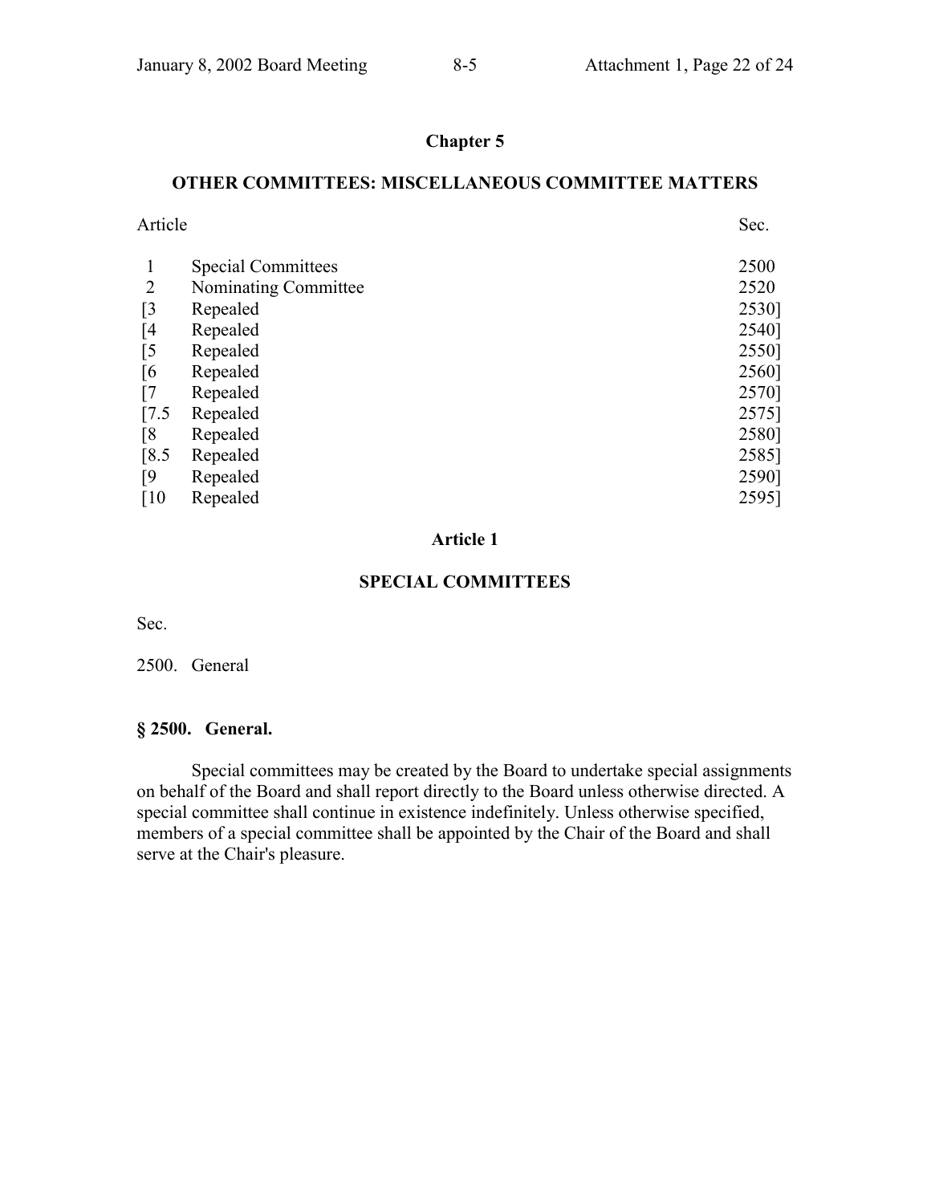## Chapter 5

## OTHER COMMITTEES: MISCELLANEOUS COMMITTEE MATTERS

| Article | | Sec. |
|---|---|---|
| 1 | Special Committees | 2500 |
| 2 | Nominating Committee | 2520 |
| [3 | Repealed | 2530] |
| [4 | Repealed | 2540] |
| [5 | Repealed | 2550] |
| [6 | Repealed | 2560] |
| [7 | Repealed | 2570] |
| [7.5 | Repealed | 2575] |
| [8 | Repealed | 2580] |
| [8.5 | Repealed | 2585] |
| [9 | Repealed | 2590] |
| [10 | Repealed | 2595] |

### Article 1

### SPECIAL COMMITTEES

Sec.

2500. General

**§ 2500. General.**

Special committees may be created by the Board to undertake special assignments on behalf of the Board and shall report directly to the Board unless otherwise directed. A special committee shall continue in existence indefinitely. Unless otherwise specified, members of a special committee shall be appointed by the Chair of the Board and shall serve at the Chair's pleasure.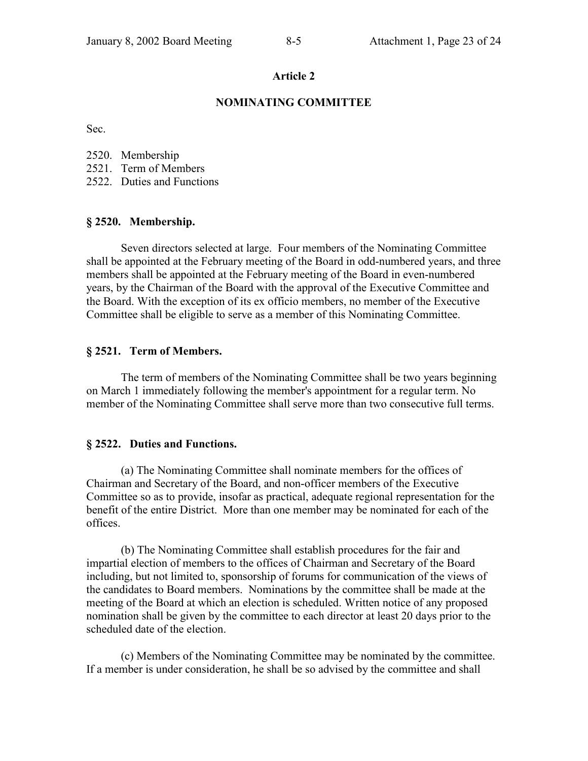## Article 2

### NOMINATING COMMITTEE

Sec.

2520. Membership
2521. Term of Members
2522. Duties and Functions

**§ 2520. Membership.**

Seven directors selected at large. Four members of the Nominating Committee shall be appointed at the February meeting of the Board in odd-numbered years, and three members shall be appointed at the February meeting of the Board in even-numbered years, by the Chairman of the Board with the approval of the Executive Committee and the Board. With the exception of its ex officio members, no member of the Executive Committee shall be eligible to serve as a member of this Nominating Committee.

**§ 2521. Term of Members.**

The term of members of the Nominating Committee shall be two years beginning on March 1 immediately following the member's appointment for a regular term. No member of the Nominating Committee shall serve more than two consecutive full terms.

**§ 2522. Duties and Functions.**

(a) The Nominating Committee shall nominate members for the offices of Chairman and Secretary of the Board, and non-officer members of the Executive Committee so as to provide, insofar as practical, adequate regional representation for the benefit of the entire District. More than one member may be nominated for each of the offices.

(b) The Nominating Committee shall establish procedures for the fair and impartial election of members to the offices of Chairman and Secretary of the Board including, but not limited to, sponsorship of forums for communication of the views of the candidates to Board members. Nominations by the committee shall be made at the meeting of the Board at which an election is scheduled. Written notice of any proposed nomination shall be given by the committee to each director at least 20 days prior to the scheduled date of the election.

(c) Members of the Nominating Committee may be nominated by the committee. If a member is under consideration, he shall be so advised by the committee and shall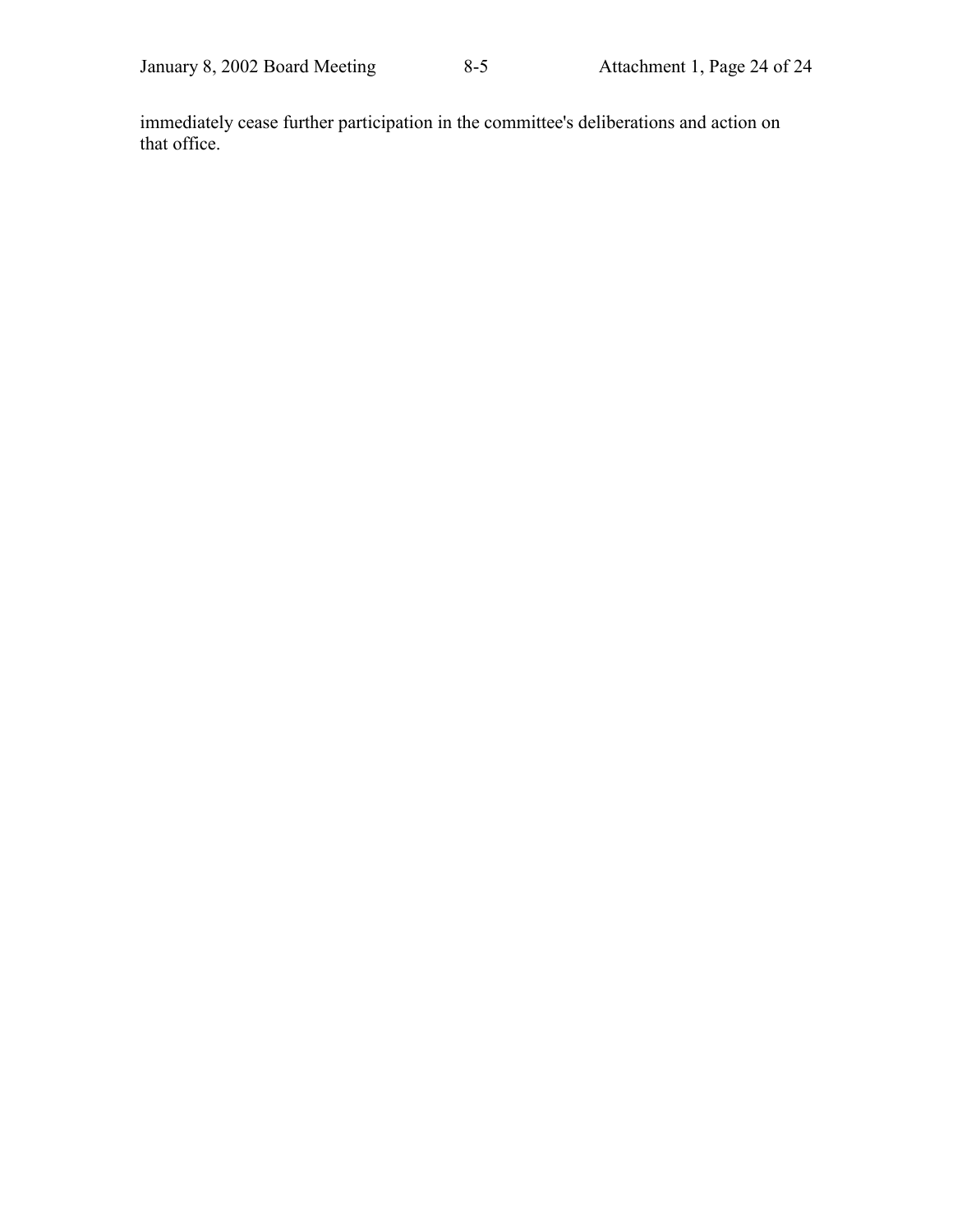immediately cease further participation in the committee's deliberations and action on that office.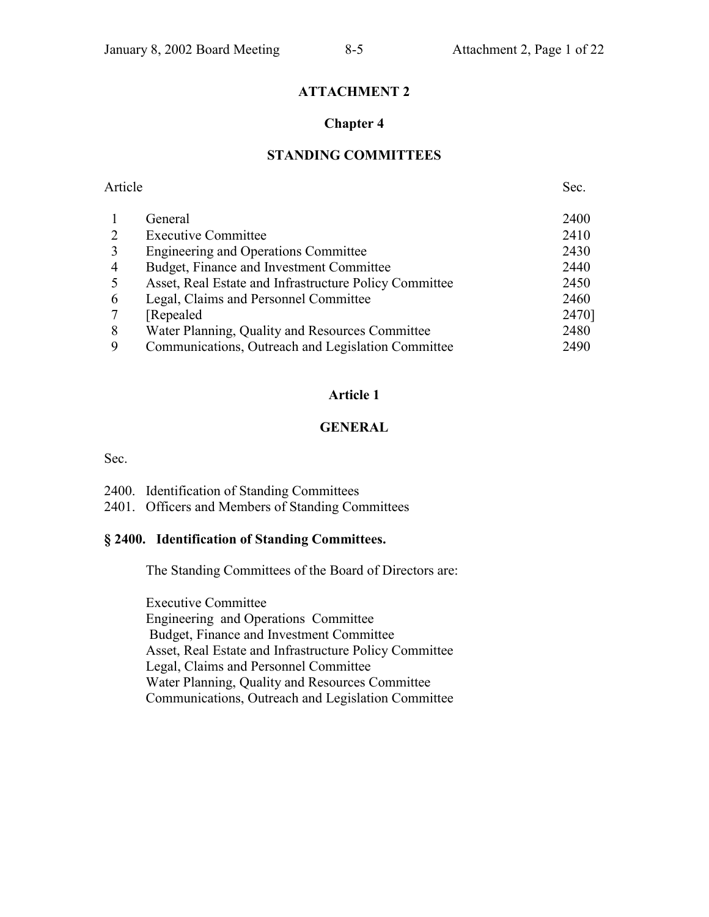**ATTACHMENT 2**

**Chapter 4**

**STANDING COMMITTEES**

| Article | | Sec. |
|---|---|---|
| 1 | General | 2400 |
| 2 | Executive Committee | 2410 |
| 3 | Engineering and Operations Committee | 2430 |
| 4 | Budget, Finance and Investment Committee | 2440 |
| 5 | Asset, Real Estate and Infrastructure Policy Committee | 2450 |
| 6 | Legal, Claims and Personnel Committee | 2460 |
| 7 | [Repealed | 2470] |
| 8 | Water Planning, Quality and Resources Committee | 2480 |
| 9 | Communications, Outreach and Legislation Committee | 2490 |

**Article 1**

**GENERAL**

Sec.

2400. Identification of Standing Committees
2401. Officers and Members of Standing Committees

**§ 2400. Identification of Standing Committees.**

The Standing Committees of the Board of Directors are:

Executive Committee
Engineering and Operations Committee
Budget, Finance and Investment Committee
Asset, Real Estate and Infrastructure Policy Committee
Legal, Claims and Personnel Committee
Water Planning, Quality and Resources Committee
Communications, Outreach and Legislation Committee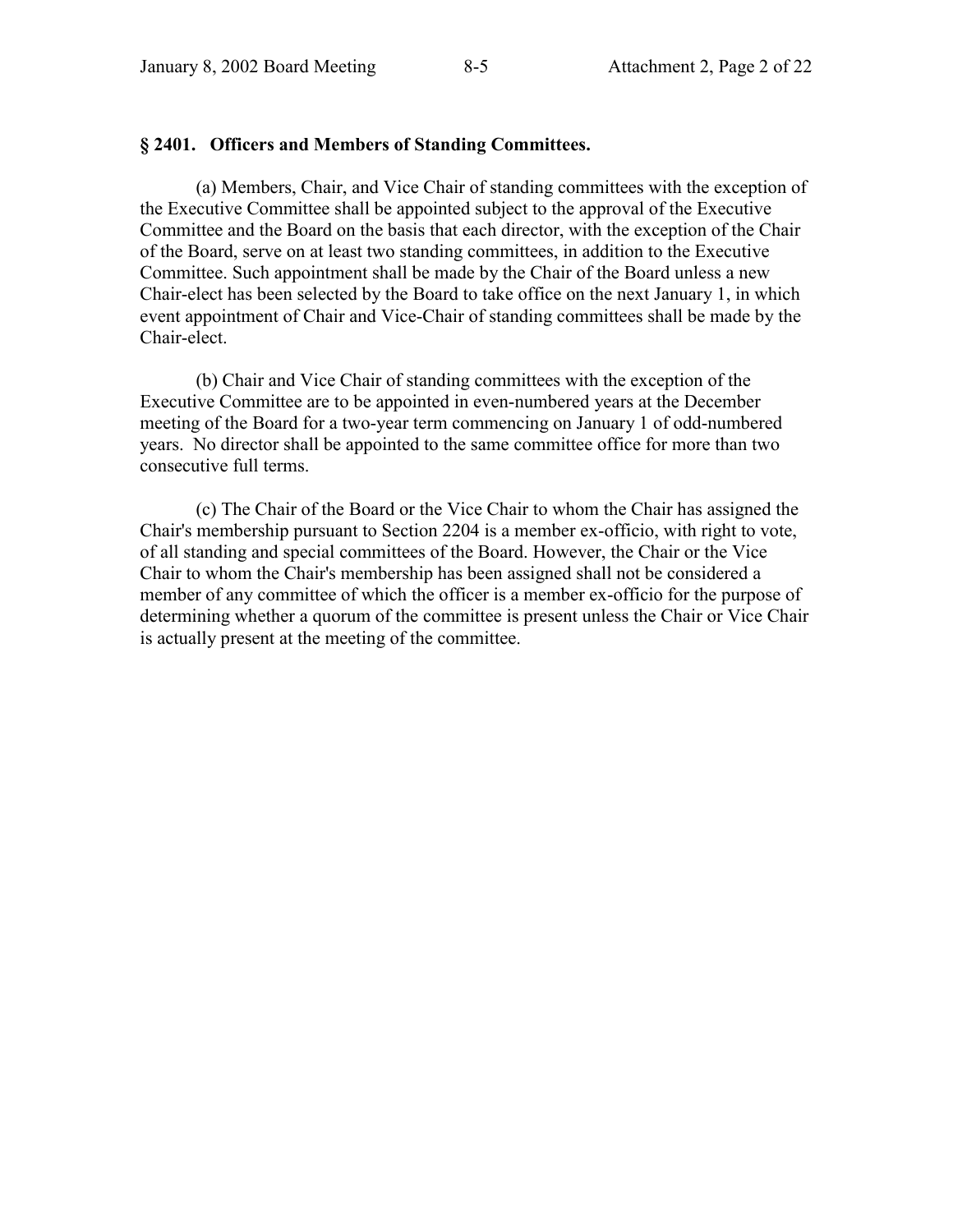## § 2401. Officers and Members of Standing Committees.

(a) Members, Chair, and Vice Chair of standing committees with the exception of the Executive Committee shall be appointed subject to the approval of the Executive Committee and the Board on the basis that each director, with the exception of the Chair of the Board, serve on at least two standing committees, in addition to the Executive Committee. Such appointment shall be made by the Chair of the Board unless a new Chair-elect has been selected by the Board to take office on the next January 1, in which event appointment of Chair and Vice-Chair of standing committees shall be made by the Chair-elect.

(b) Chair and Vice Chair of standing committees with the exception of the Executive Committee are to be appointed in even-numbered years at the December meeting of the Board for a two-year term commencing on January 1 of odd-numbered years. No director shall be appointed to the same committee office for more than two consecutive full terms.

(c) The Chair of the Board or the Vice Chair to whom the Chair has assigned the Chair's membership pursuant to Section 2204 is a member ex-officio, with right to vote, of all standing and special committees of the Board. However, the Chair or the Vice Chair to whom the Chair's membership has been assigned shall not be considered a member of any committee of which the officer is a member ex-officio for the purpose of determining whether a quorum of the committee is present unless the Chair or Vice Chair is actually present at the meeting of the committee.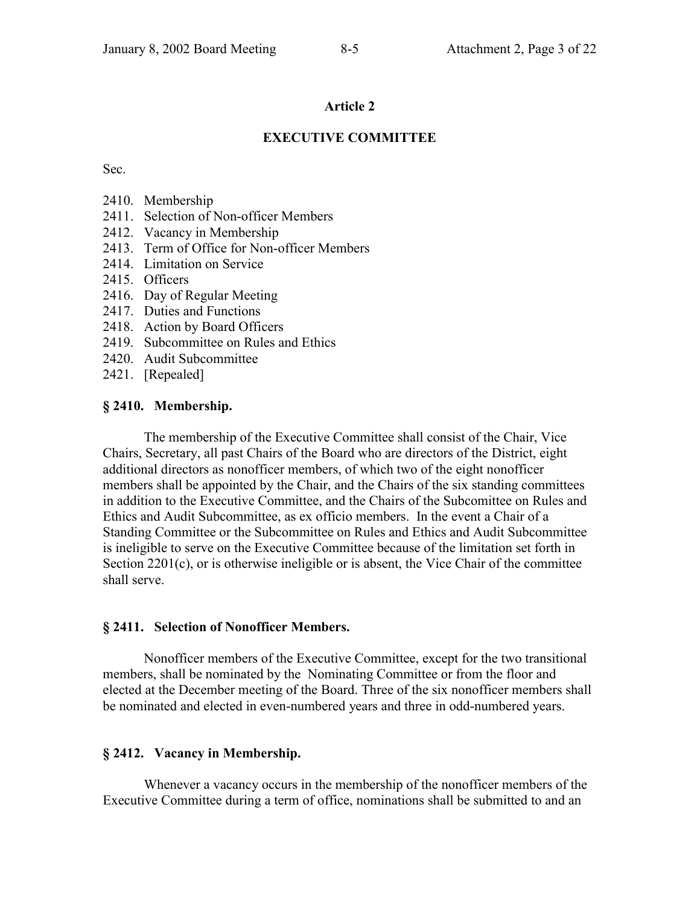## Article 2

## EXECUTIVE COMMITTEE

Sec.

2410. Membership
2411. Selection of Non-officer Members
2412. Vacancy in Membership
2413. Term of Office for Non-officer Members
2414. Limitation on Service
2415. Officers
2416. Day of Regular Meeting
2417. Duties and Functions
2418. Action by Board Officers
2419. Subcommittee on Rules and Ethics
2420. Audit Subcommittee
2421. [Repealed]

### § 2410. Membership.

The membership of the Executive Committee shall consist of the Chair, Vice Chairs, Secretary, all past Chairs of the Board who are directors of the District, eight additional directors as nonofficer members, of which two of the eight nonofficer members shall be appointed by the Chair, and the Chairs of the six standing committees in addition to the Executive Committee, and the Chairs of the Subcomittee on Rules and Ethics and Audit Subcommittee, as ex officio members. In the event a Chair of a Standing Committee or the Subcommittee on Rules and Ethics and Audit Subcommittee is ineligible to serve on the Executive Committee because of the limitation set forth in Section 2201(c), or is otherwise ineligible or is absent, the Vice Chair of the committee shall serve.

### § 2411. Selection of Nonofficer Members.

Nonofficer members of the Executive Committee, except for the two transitional members, shall be nominated by the Nominating Committee or from the floor and elected at the December meeting of the Board. Three of the six nonofficer members shall be nominated and elected in even-numbered years and three in odd-numbered years.

### § 2412. Vacancy in Membership.

Whenever a vacancy occurs in the membership of the nonofficer members of the Executive Committee during a term of office, nominations shall be submitted to and an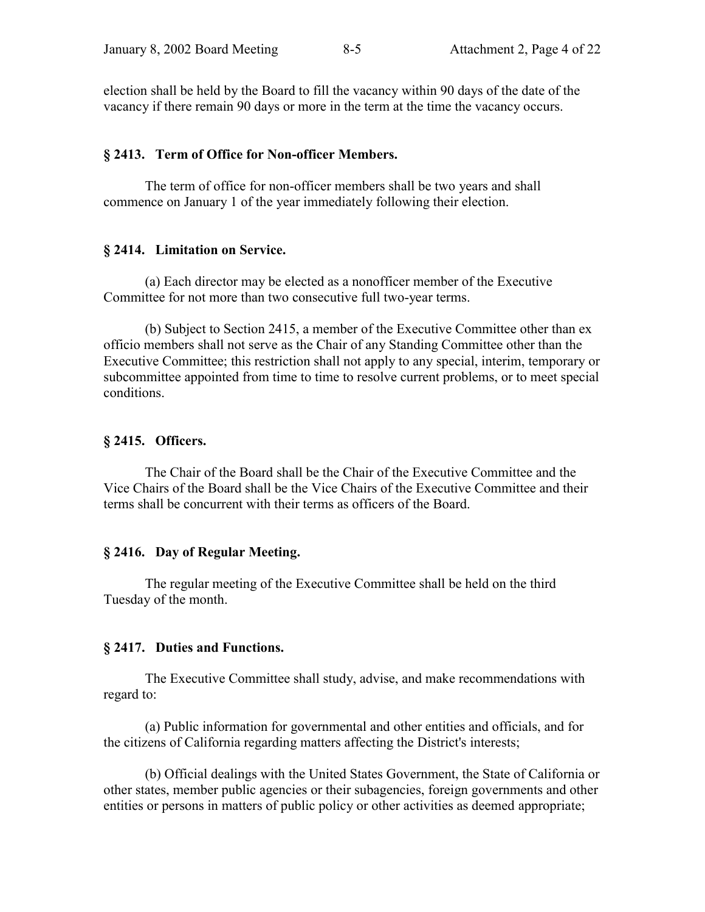election shall be held by the Board to fill the vacancy within 90 days of the date of the vacancy if there remain 90 days or more in the term at the time the vacancy occurs.

### § 2413. Term of Office for Non-officer Members.

The term of office for non-officer members shall be two years and shall commence on January 1 of the year immediately following their election.

### § 2414. Limitation on Service.

(a) Each director may be elected as a nonofficer member of the Executive Committee for not more than two consecutive full two-year terms.

(b) Subject to Section 2415, a member of the Executive Committee other than ex officio members shall not serve as the Chair of any Standing Committee other than the Executive Committee; this restriction shall not apply to any special, interim, temporary or subcommittee appointed from time to time to resolve current problems, or to meet special conditions.

### § 2415. Officers.

The Chair of the Board shall be the Chair of the Executive Committee and the Vice Chairs of the Board shall be the Vice Chairs of the Executive Committee and their terms shall be concurrent with their terms as officers of the Board.

### § 2416. Day of Regular Meeting.

The regular meeting of the Executive Committee shall be held on the third Tuesday of the month.

### § 2417. Duties and Functions.

The Executive Committee shall study, advise, and make recommendations with regard to:

(a) Public information for governmental and other entities and officials, and for the citizens of California regarding matters affecting the District's interests;

(b) Official dealings with the United States Government, the State of California or other states, member public agencies or their subagencies, foreign governments and other entities or persons in matters of public policy or other activities as deemed appropriate;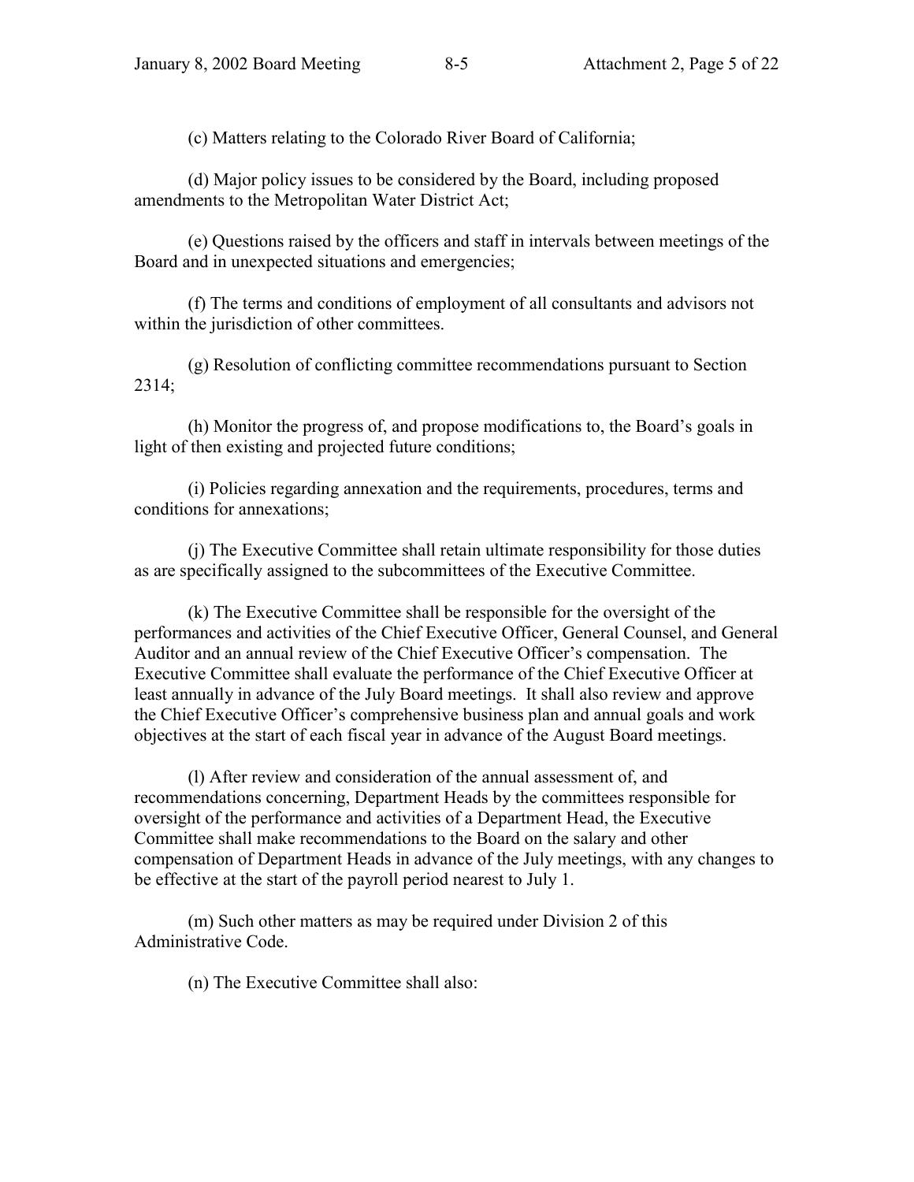(c) Matters relating to the Colorado River Board of California;

(d) Major policy issues to be considered by the Board, including proposed amendments to the Metropolitan Water District Act;

(e) Questions raised by the officers and staff in intervals between meetings of the Board and in unexpected situations and emergencies;

(f) The terms and conditions of employment of all consultants and advisors not within the jurisdiction of other committees.

(g) Resolution of conflicting committee recommendations pursuant to Section 2314;

(h) Monitor the progress of, and propose modifications to, the Board's goals in light of then existing and projected future conditions;

(i) Policies regarding annexation and the requirements, procedures, terms and conditions for annexations;

(j) The Executive Committee shall retain ultimate responsibility for those duties as are specifically assigned to the subcommittees of the Executive Committee.

(k) The Executive Committee shall be responsible for the oversight of the performances and activities of the Chief Executive Officer, General Counsel, and General Auditor and an annual review of the Chief Executive Officer's compensation. The Executive Committee shall evaluate the performance of the Chief Executive Officer at least annually in advance of the July Board meetings. It shall also review and approve the Chief Executive Officer's comprehensive business plan and annual goals and work objectives at the start of each fiscal year in advance of the August Board meetings.

(l) After review and consideration of the annual assessment of, and recommendations concerning, Department Heads by the committees responsible for oversight of the performance and activities of a Department Head, the Executive Committee shall make recommendations to the Board on the salary and other compensation of Department Heads in advance of the July meetings, with any changes to be effective at the start of the payroll period nearest to July 1.

(m) Such other matters as may be required under Division 2 of this Administrative Code.

(n) The Executive Committee shall also: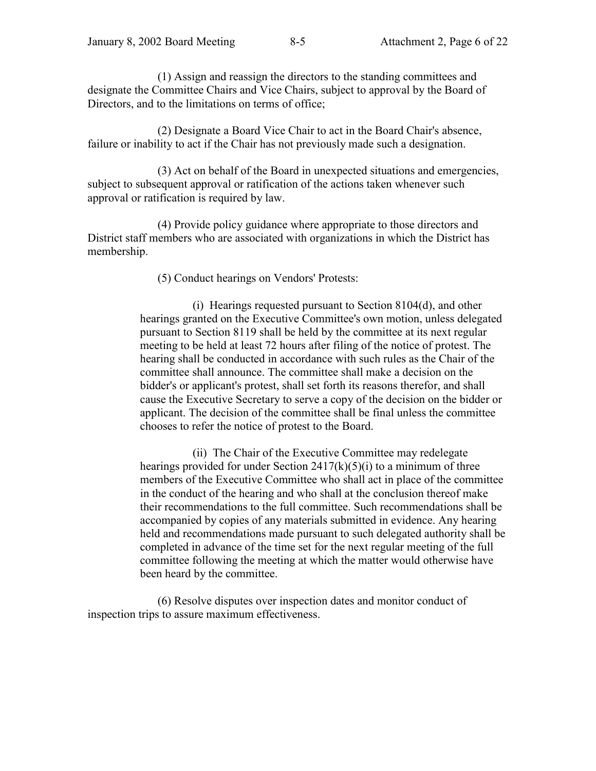(1) Assign and reassign the directors to the standing committees and designate the Committee Chairs and Vice Chairs, subject to approval by the Board of Directors, and to the limitations on terms of office;

(2) Designate a Board Vice Chair to act in the Board Chair's absence, failure or inability to act if the Chair has not previously made such a designation.

(3) Act on behalf of the Board in unexpected situations and emergencies, subject to subsequent approval or ratification of the actions taken whenever such approval or ratification is required by law.

(4) Provide policy guidance where appropriate to those directors and District staff members who are associated with organizations in which the District has membership.

(5) Conduct hearings on Vendors' Protests:

> (i) Hearings requested pursuant to Section 8104(d), and other hearings granted on the Executive Committee's own motion, unless delegated pursuant to Section 8119 shall be held by the committee at its next regular meeting to be held at least 72 hours after filing of the notice of protest. The hearing shall be conducted in accordance with such rules as the Chair of the committee shall announce. The committee shall make a decision on the bidder's or applicant's protest, shall set forth its reasons therefor, and shall cause the Executive Secretary to serve a copy of the decision on the bidder or applicant. The decision of the committee shall be final unless the committee chooses to refer the notice of protest to the Board.
>
> (ii) The Chair of the Executive Committee may redelegate hearings provided for under Section 2417(k)(5)(i) to a minimum of three members of the Executive Committee who shall act in place of the committee in the conduct of the hearing and who shall at the conclusion thereof make their recommendations to the full committee. Such recommendations shall be accompanied by copies of any materials submitted in evidence. Any hearing held and recommendations made pursuant to such delegated authority shall be completed in advance of the time set for the next regular meeting of the full committee following the meeting at which the matter would otherwise have been heard by the committee.

(6) Resolve disputes over inspection dates and monitor conduct of inspection trips to assure maximum effectiveness.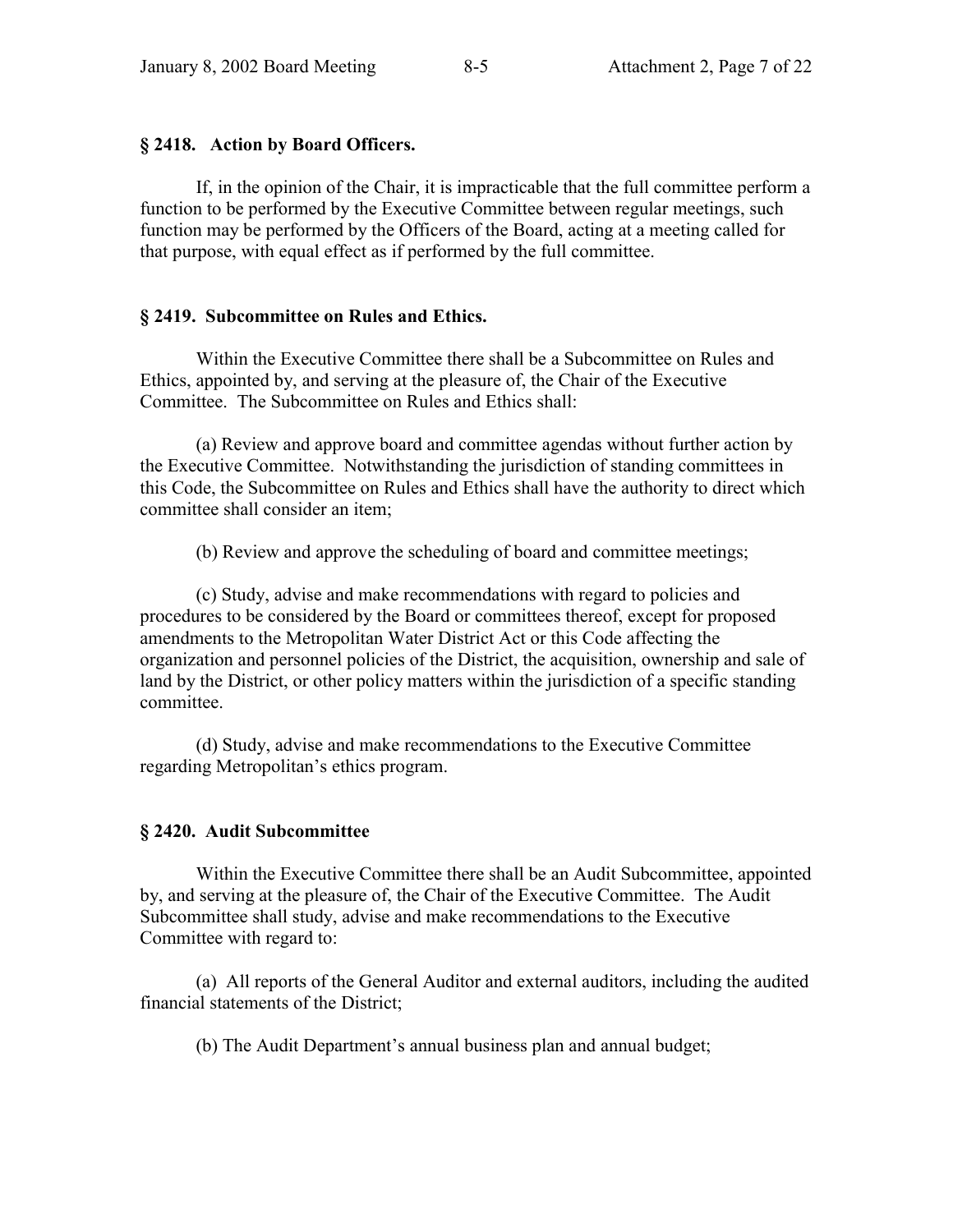### § 2418. Action by Board Officers.

If, in the opinion of the Chair, it is impracticable that the full committee perform a function to be performed by the Executive Committee between regular meetings, such function may be performed by the Officers of the Board, acting at a meeting called for that purpose, with equal effect as if performed by the full committee.

### § 2419. Subcommittee on Rules and Ethics.

Within the Executive Committee there shall be a Subcommittee on Rules and Ethics, appointed by, and serving at the pleasure of, the Chair of the Executive Committee. The Subcommittee on Rules and Ethics shall:

(a) Review and approve board and committee agendas without further action by the Executive Committee. Notwithstanding the jurisdiction of standing committees in this Code, the Subcommittee on Rules and Ethics shall have the authority to direct which committee shall consider an item;

(b) Review and approve the scheduling of board and committee meetings;

(c) Study, advise and make recommendations with regard to policies and procedures to be considered by the Board or committees thereof, except for proposed amendments to the Metropolitan Water District Act or this Code affecting the organization and personnel policies of the District, the acquisition, ownership and sale of land by the District, or other policy matters within the jurisdiction of a specific standing committee.

(d) Study, advise and make recommendations to the Executive Committee regarding Metropolitan's ethics program.

### § 2420. Audit Subcommittee

Within the Executive Committee there shall be an Audit Subcommittee, appointed by, and serving at the pleasure of, the Chair of the Executive Committee. The Audit Subcommittee shall study, advise and make recommendations to the Executive Committee with regard to:

(a) All reports of the General Auditor and external auditors, including the audited financial statements of the District;

(b) The Audit Department's annual business plan and annual budget;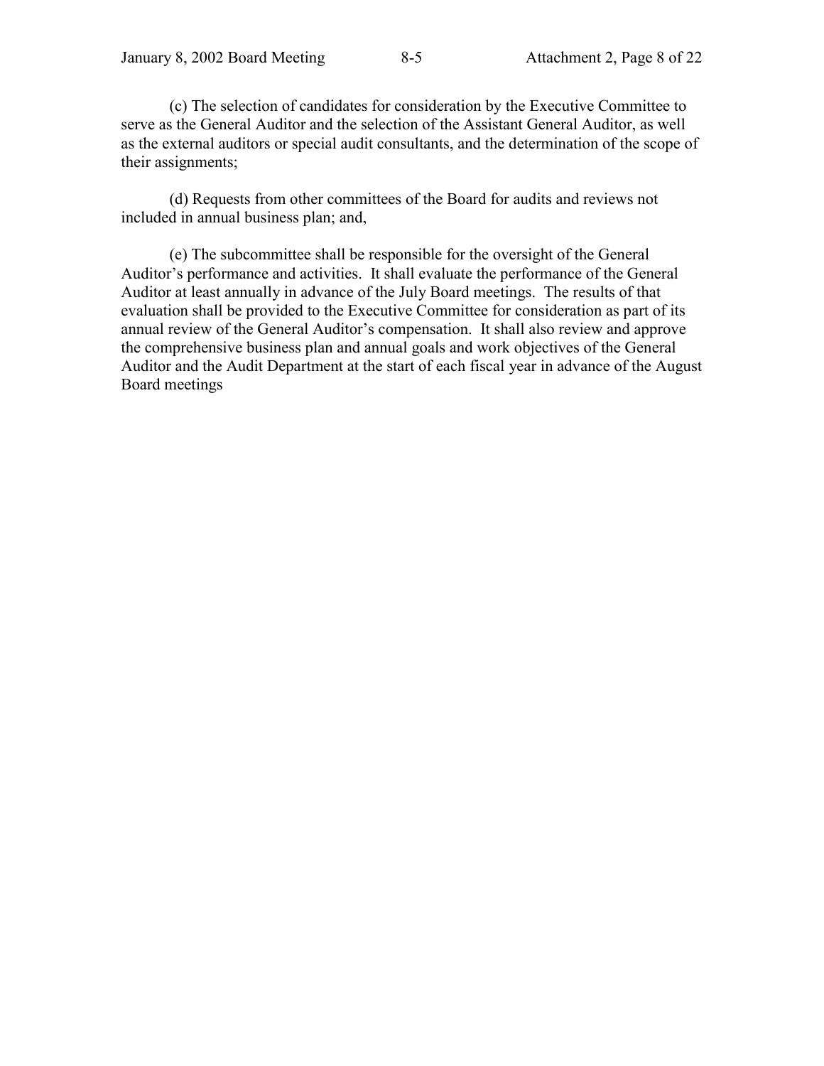(c) The selection of candidates for consideration by the Executive Committee to serve as the General Auditor and the selection of the Assistant General Auditor, as well as the external auditors or special audit consultants, and the determination of the scope of their assignments;

(d) Requests from other committees of the Board for audits and reviews not included in annual business plan; and,

(e) The subcommittee shall be responsible for the oversight of the General Auditor's performance and activities. It shall evaluate the performance of the General Auditor at least annually in advance of the July Board meetings. The results of that evaluation shall be provided to the Executive Committee for consideration as part of its annual review of the General Auditor's compensation. It shall also review and approve the comprehensive business plan and annual goals and work objectives of the General Auditor and the Audit Department at the start of each fiscal year in advance of the August Board meetings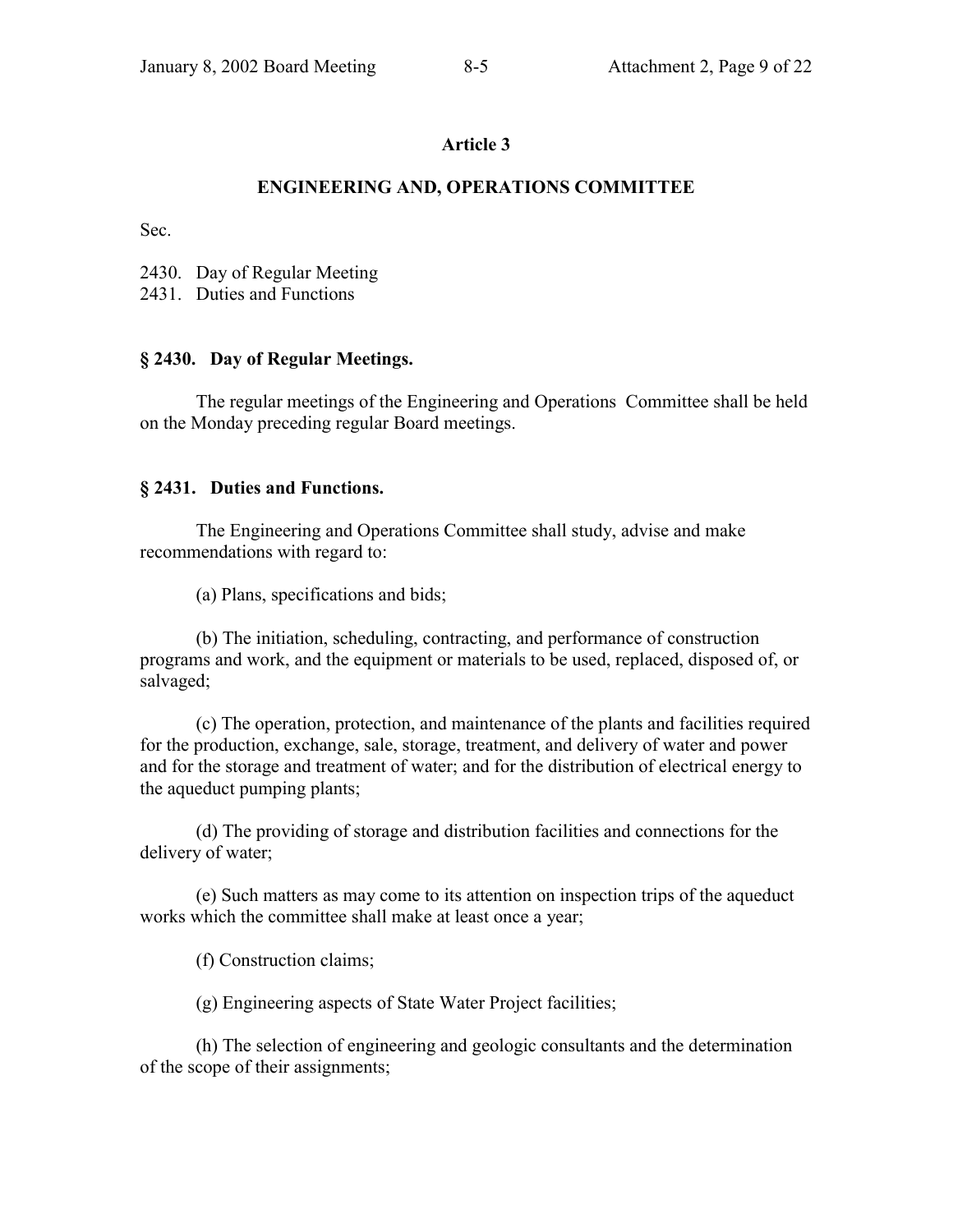## Article 3

## ENGINEERING AND, OPERATIONS COMMITTEE

Sec.

2430. Day of Regular Meeting
2431. Duties and Functions

### § 2430. Day of Regular Meetings.

The regular meetings of the Engineering and Operations Committee shall be held on the Monday preceding regular Board meetings.

### § 2431. Duties and Functions.

The Engineering and Operations Committee shall study, advise and make recommendations with regard to:

(a) Plans, specifications and bids;

(b) The initiation, scheduling, contracting, and performance of construction programs and work, and the equipment or materials to be used, replaced, disposed of, or salvaged;

(c) The operation, protection, and maintenance of the plants and facilities required for the production, exchange, sale, storage, treatment, and delivery of water and power and for the storage and treatment of water; and for the distribution of electrical energy to the aqueduct pumping plants;

(d) The providing of storage and distribution facilities and connections for the delivery of water;

(e) Such matters as may come to its attention on inspection trips of the aqueduct works which the committee shall make at least once a year;

(f) Construction claims;

(g) Engineering aspects of State Water Project facilities;

(h) The selection of engineering and geologic consultants and the determination of the scope of their assignments;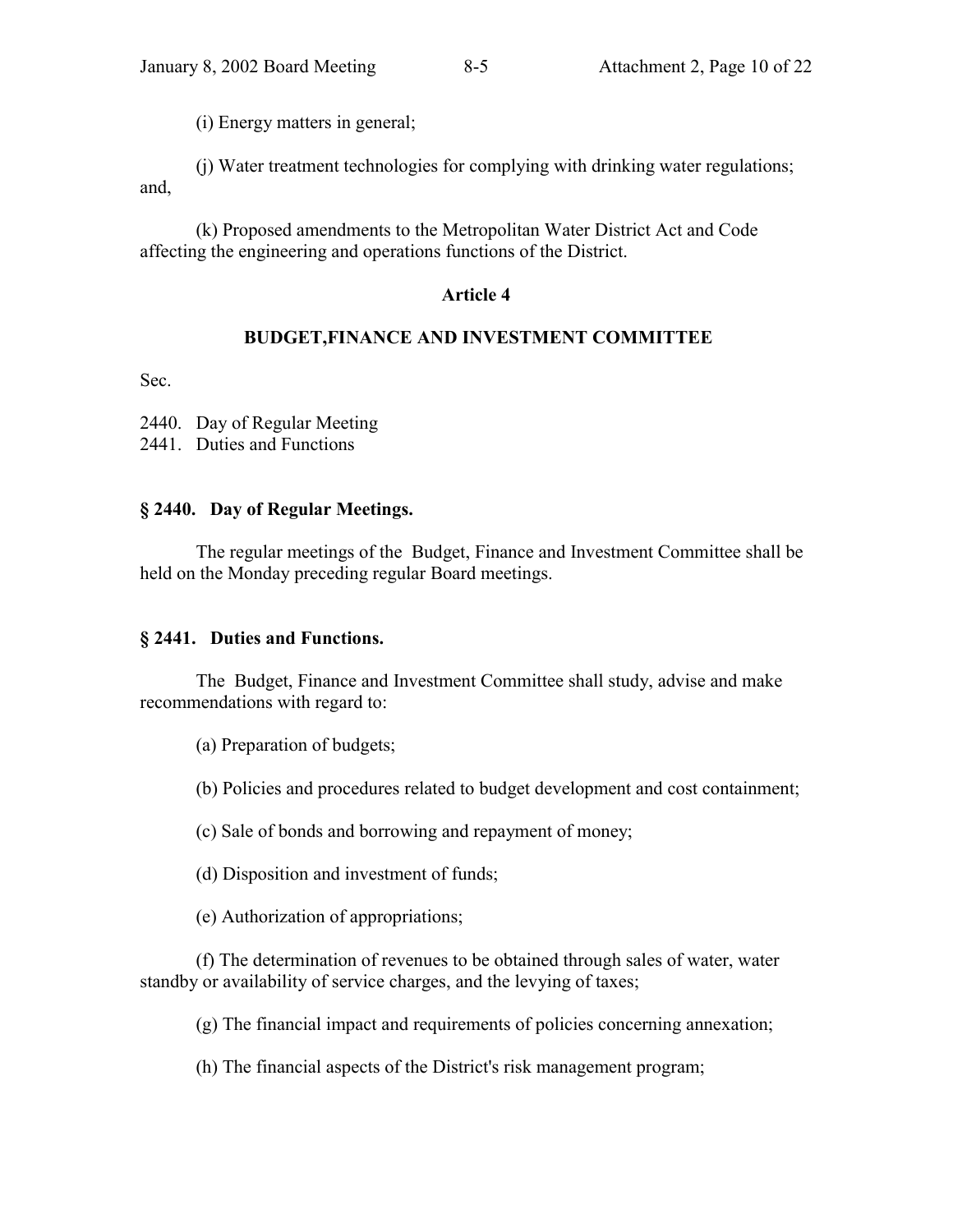(i) Energy matters in general;

(j) Water treatment technologies for complying with drinking water regulations; and,

(k) Proposed amendments to the Metropolitan Water District Act and Code affecting the engineering and operations functions of the District.

## Article 4

## BUDGET,FINANCE AND INVESTMENT COMMITTEE

Sec.

2440. Day of Regular Meeting
2441. Duties and Functions

### § 2440. Day of Regular Meetings.

The regular meetings of the Budget, Finance and Investment Committee shall be held on the Monday preceding regular Board meetings.

### § 2441. Duties and Functions.

The Budget, Finance and Investment Committee shall study, advise and make recommendations with regard to:

(a) Preparation of budgets;

(b) Policies and procedures related to budget development and cost containment;

(c) Sale of bonds and borrowing and repayment of money;

(d) Disposition and investment of funds;

(e) Authorization of appropriations;

(f) The determination of revenues to be obtained through sales of water, water standby or availability of service charges, and the levying of taxes;

(g) The financial impact and requirements of policies concerning annexation;

(h) The financial aspects of the District's risk management program;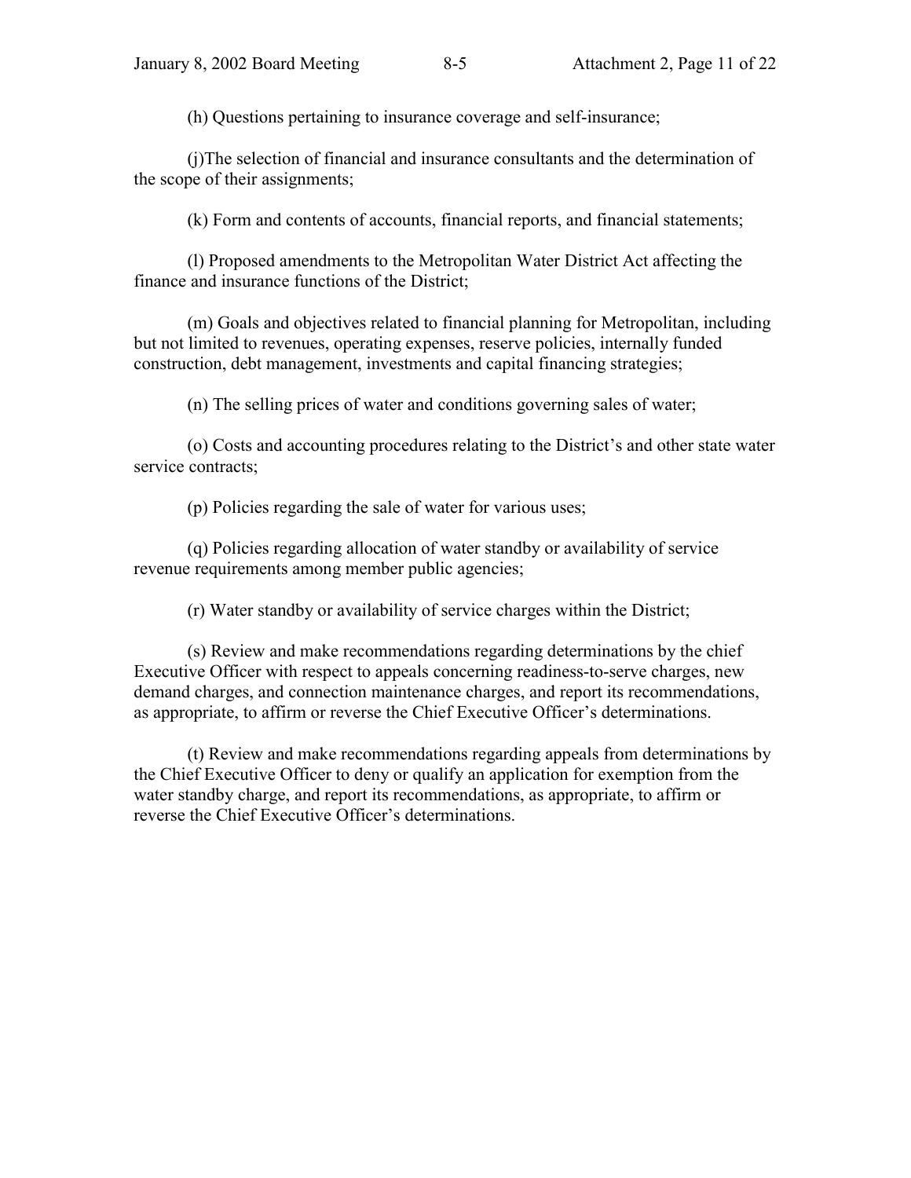(h) Questions pertaining to insurance coverage and self-insurance;

(j)The selection of financial and insurance consultants and the determination of the scope of their assignments;

(k) Form and contents of accounts, financial reports, and financial statements;

(l) Proposed amendments to the Metropolitan Water District Act affecting the finance and insurance functions of the District;

(m) Goals and objectives related to financial planning for Metropolitan, including but not limited to revenues, operating expenses, reserve policies, internally funded construction, debt management, investments and capital financing strategies;

(n) The selling prices of water and conditions governing sales of water;

(o) Costs and accounting procedures relating to the District's and other state water service contracts;

(p) Policies regarding the sale of water for various uses;

(q) Policies regarding allocation of water standby or availability of service revenue requirements among member public agencies;

(r) Water standby or availability of service charges within the District;

(s) Review and make recommendations regarding determinations by the chief Executive Officer with respect to appeals concerning readiness-to-serve charges, new demand charges, and connection maintenance charges, and report its recommendations, as appropriate, to affirm or reverse the Chief Executive Officer's determinations.

(t) Review and make recommendations regarding appeals from determinations by the Chief Executive Officer to deny or qualify an application for exemption from the water standby charge, and report its recommendations, as appropriate, to affirm or reverse the Chief Executive Officer's determinations.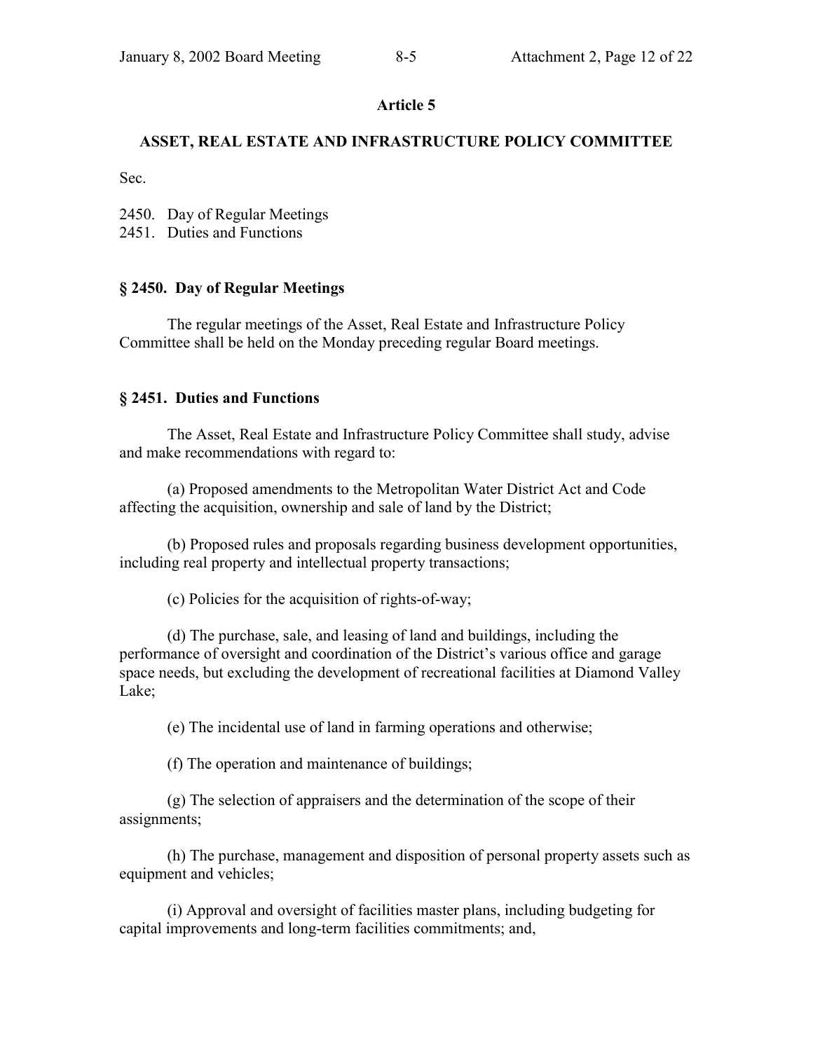## Article 5

## ASSET, REAL ESTATE AND INFRASTRUCTURE POLICY COMMITTEE

Sec.

2450. Day of Regular Meetings
2451. Duties and Functions

### § 2450. Day of Regular Meetings

The regular meetings of the Asset, Real Estate and Infrastructure Policy Committee shall be held on the Monday preceding regular Board meetings.

### § 2451. Duties and Functions

The Asset, Real Estate and Infrastructure Policy Committee shall study, advise and make recommendations with regard to:

(a) Proposed amendments to the Metropolitan Water District Act and Code affecting the acquisition, ownership and sale of land by the District;

(b) Proposed rules and proposals regarding business development opportunities, including real property and intellectual property transactions;

(c) Policies for the acquisition of rights-of-way;

(d) The purchase, sale, and leasing of land and buildings, including the performance of oversight and coordination of the District's various office and garage space needs, but excluding the development of recreational facilities at Diamond Valley Lake;

(e) The incidental use of land in farming operations and otherwise;

(f) The operation and maintenance of buildings;

(g) The selection of appraisers and the determination of the scope of their assignments;

(h) The purchase, management and disposition of personal property assets such as equipment and vehicles;

(i) Approval and oversight of facilities master plans, including budgeting for capital improvements and long-term facilities commitments; and,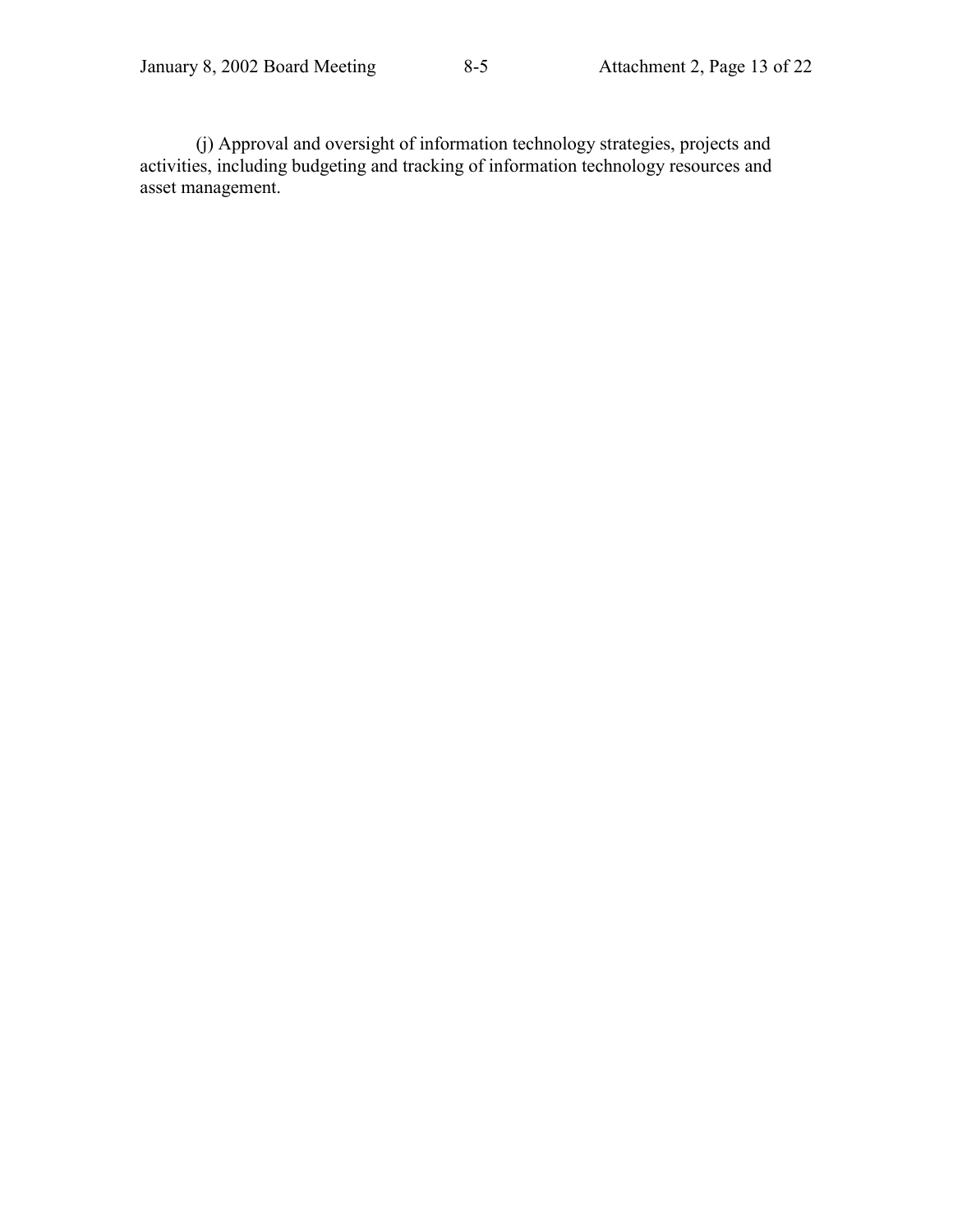(j) Approval and oversight of information technology strategies, projects and activities, including budgeting and tracking of information technology resources and asset management.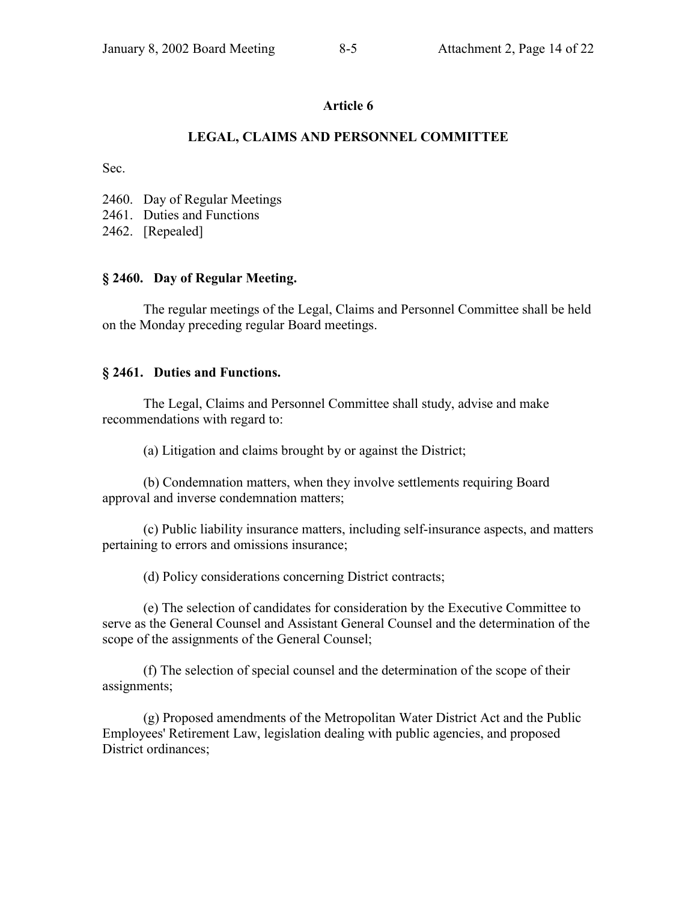## Article 6

### LEGAL, CLAIMS AND PERSONNEL COMMITTEE

Sec.

2460. Day of Regular Meetings
2461. Duties and Functions
2462. [Repealed]

### § 2460. Day of Regular Meeting.

The regular meetings of the Legal, Claims and Personnel Committee shall be held on the Monday preceding regular Board meetings.

### § 2461. Duties and Functions.

The Legal, Claims and Personnel Committee shall study, advise and make recommendations with regard to:

(a) Litigation and claims brought by or against the District;

(b) Condemnation matters, when they involve settlements requiring Board approval and inverse condemnation matters;

(c) Public liability insurance matters, including self-insurance aspects, and matters pertaining to errors and omissions insurance;

(d) Policy considerations concerning District contracts;

(e) The selection of candidates for consideration by the Executive Committee to serve as the General Counsel and Assistant General Counsel and the determination of the scope of the assignments of the General Counsel;

(f) The selection of special counsel and the determination of the scope of their assignments;

(g) Proposed amendments of the Metropolitan Water District Act and the Public Employees' Retirement Law, legislation dealing with public agencies, and proposed District ordinances;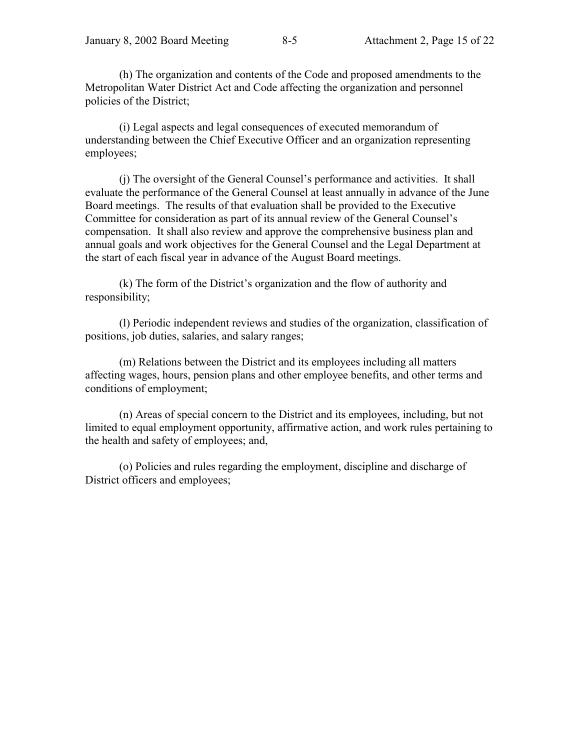(h) The organization and contents of the Code and proposed amendments to the Metropolitan Water District Act and Code affecting the organization and personnel policies of the District;

(i) Legal aspects and legal consequences of executed memorandum of understanding between the Chief Executive Officer and an organization representing employees;

(j) The oversight of the General Counsel's performance and activities. It shall evaluate the performance of the General Counsel at least annually in advance of the June Board meetings. The results of that evaluation shall be provided to the Executive Committee for consideration as part of its annual review of the General Counsel's compensation. It shall also review and approve the comprehensive business plan and annual goals and work objectives for the General Counsel and the Legal Department at the start of each fiscal year in advance of the August Board meetings.

(k) The form of the District's organization and the flow of authority and responsibility;

(l) Periodic independent reviews and studies of the organization, classification of positions, job duties, salaries, and salary ranges;

(m) Relations between the District and its employees including all matters affecting wages, hours, pension plans and other employee benefits, and other terms and conditions of employment;

(n) Areas of special concern to the District and its employees, including, but not limited to equal employment opportunity, affirmative action, and work rules pertaining to the health and safety of employees; and,

(o) Policies and rules regarding the employment, discipline and discharge of District officers and employees;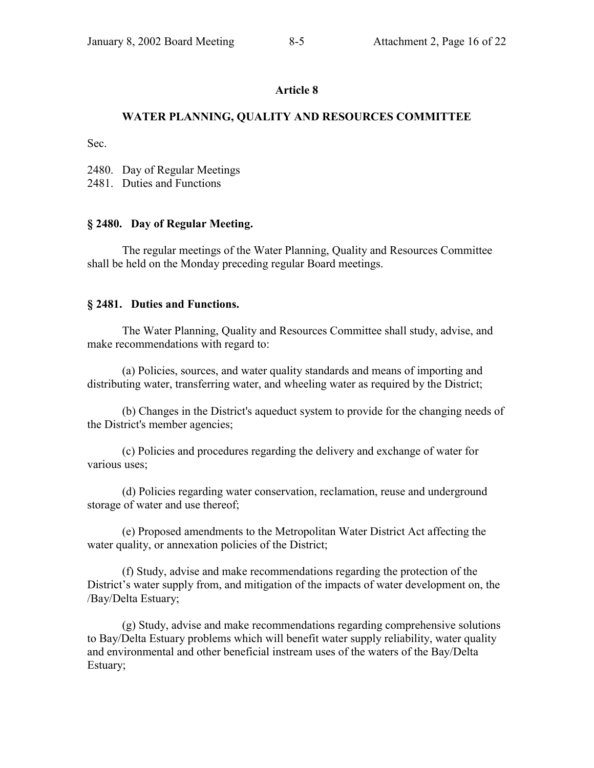## Article 8

### WATER PLANNING, QUALITY AND RESOURCES COMMITTEE

Sec.

2480. Day of Regular Meetings
2481. Duties and Functions

**§ 2480. Day of Regular Meeting.**

The regular meetings of the Water Planning, Quality and Resources Committee shall be held on the Monday preceding regular Board meetings.

**§ 2481. Duties and Functions.**

The Water Planning, Quality and Resources Committee shall study, advise, and make recommendations with regard to:

(a) Policies, sources, and water quality standards and means of importing and distributing water, transferring water, and wheeling water as required by the District;

(b) Changes in the District's aqueduct system to provide for the changing needs of the District's member agencies;

(c) Policies and procedures regarding the delivery and exchange of water for various uses;

(d) Policies regarding water conservation, reclamation, reuse and underground storage of water and use thereof;

(e) Proposed amendments to the Metropolitan Water District Act affecting the water quality, or annexation policies of the District;

(f) Study, advise and make recommendations regarding the protection of the District's water supply from, and mitigation of the impacts of water development on, the /Bay/Delta Estuary;

(g) Study, advise and make recommendations regarding comprehensive solutions to Bay/Delta Estuary problems which will benefit water supply reliability, water quality and environmental and other beneficial instream uses of the waters of the Bay/Delta Estuary;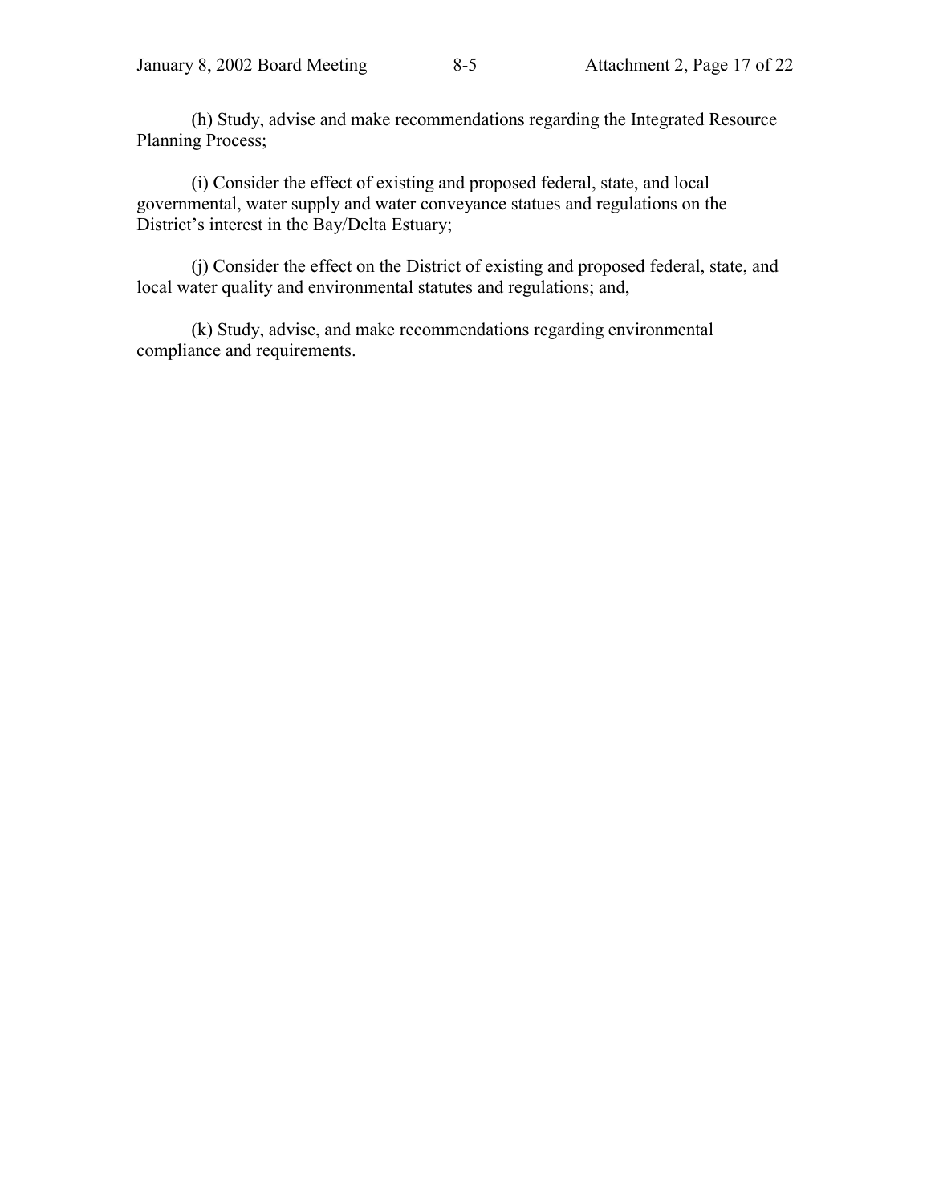(h) Study, advise and make recommendations regarding the Integrated Resource Planning Process;

(i) Consider the effect of existing and proposed federal, state, and local governmental, water supply and water conveyance statues and regulations on the District's interest in the Bay/Delta Estuary;

(j) Consider the effect on the District of existing and proposed federal, state, and local water quality and environmental statutes and regulations; and,

(k) Study, advise, and make recommendations regarding environmental compliance and requirements.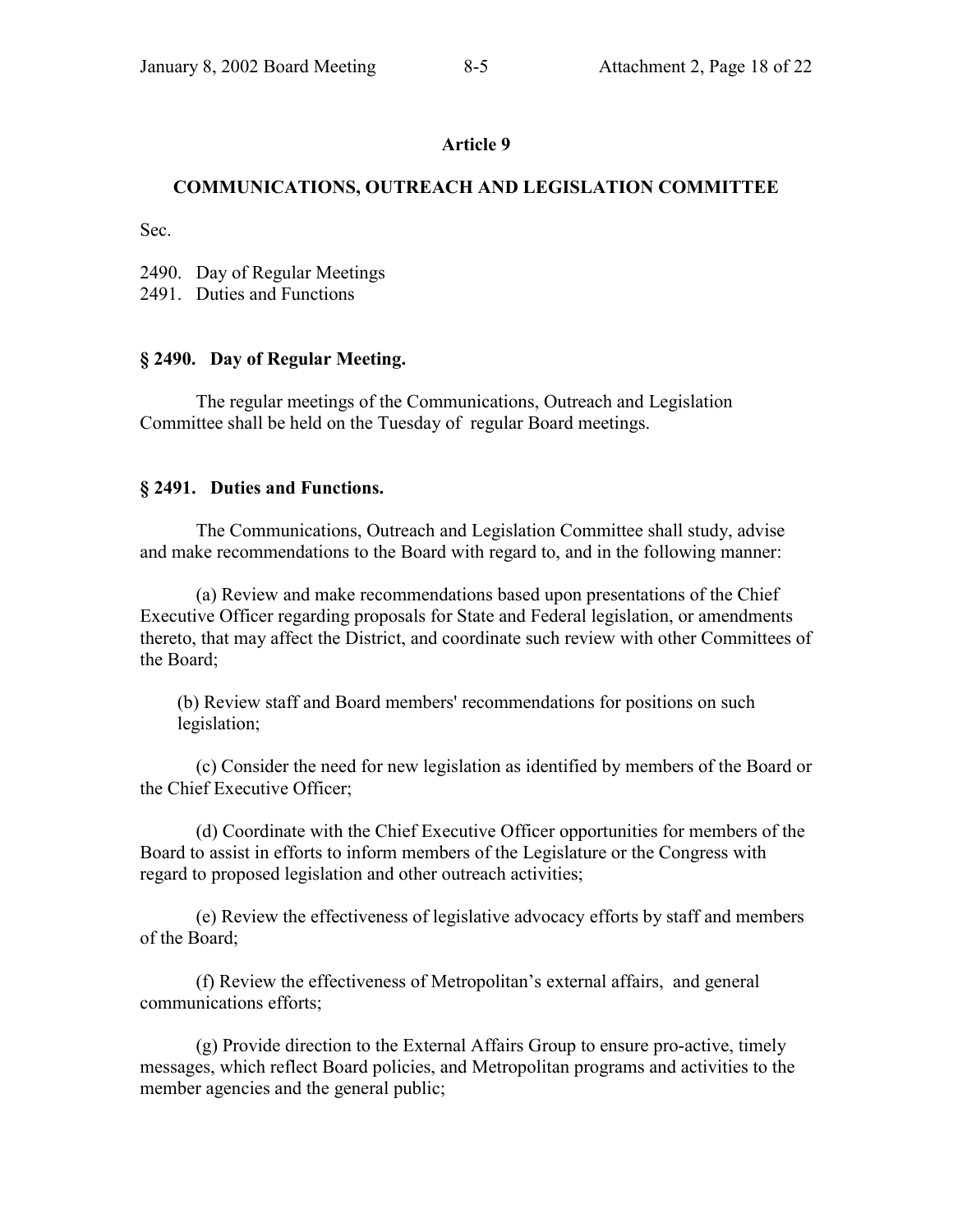## Article 9

## COMMUNICATIONS, OUTREACH AND LEGISLATION COMMITTEE

Sec.

2490. Day of Regular Meetings
2491. Duties and Functions

### § 2490. Day of Regular Meeting.

The regular meetings of the Communications, Outreach and Legislation Committee shall be held on the Tuesday of regular Board meetings.

### § 2491. Duties and Functions.

The Communications, Outreach and Legislation Committee shall study, advise and make recommendations to the Board with regard to, and in the following manner:

(a) Review and make recommendations based upon presentations of the Chief Executive Officer regarding proposals for State and Federal legislation, or amendments thereto, that may affect the District, and coordinate such review with other Committees of the Board;

(b) Review staff and Board members' recommendations for positions on such legislation;

(c) Consider the need for new legislation as identified by members of the Board or the Chief Executive Officer;

(d) Coordinate with the Chief Executive Officer opportunities for members of the Board to assist in efforts to inform members of the Legislature or the Congress with regard to proposed legislation and other outreach activities;

(e) Review the effectiveness of legislative advocacy efforts by staff and members of the Board;

(f) Review the effectiveness of Metropolitan's external affairs, and general communications efforts;

(g) Provide direction to the External Affairs Group to ensure pro-active, timely messages, which reflect Board policies, and Metropolitan programs and activities to the member agencies and the general public;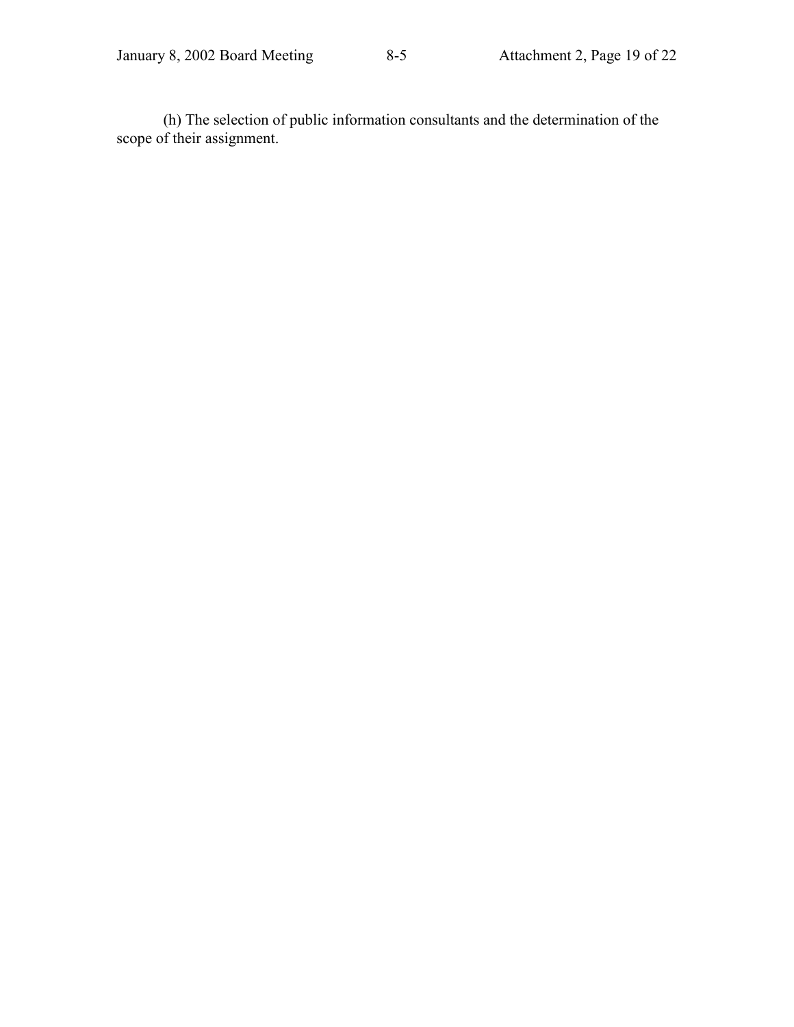(h) The selection of public information consultants and the determination of the scope of their assignment.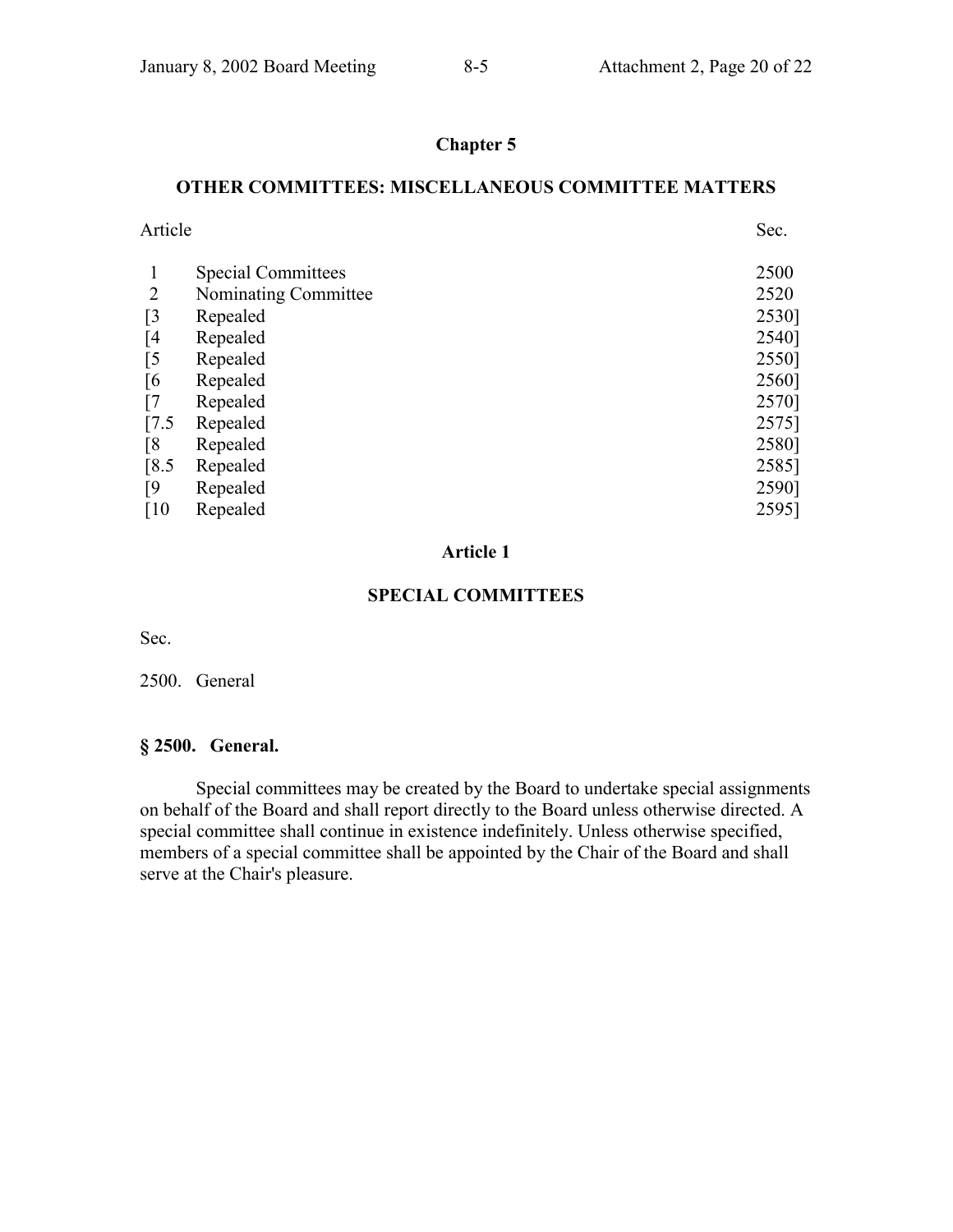## Chapter 5

## OTHER COMMITTEES: MISCELLANEOUS COMMITTEE MATTERS

| Article | | Sec. |
|---|---|---|
| 1 | Special Committees | 2500 |
| 2 | Nominating Committee | 2520 |
| [3 | Repealed | 2530] |
| [4 | Repealed | 2540] |
| [5 | Repealed | 2550] |
| [6 | Repealed | 2560] |
| [7 | Repealed | 2570] |
| [7.5 | Repealed | 2575] |
| [8 | Repealed | 2580] |
| [8.5 | Repealed | 2585] |
| [9 | Repealed | 2590] |
| [10 | Repealed | 2595] |

### Article 1

### SPECIAL COMMITTEES

Sec.

2500. General

#### § 2500. General.

Special committees may be created by the Board to undertake special assignments on behalf of the Board and shall report directly to the Board unless otherwise directed. A special committee shall continue in existence indefinitely. Unless otherwise specified, members of a special committee shall be appointed by the Chair of the Board and shall serve at the Chair's pleasure.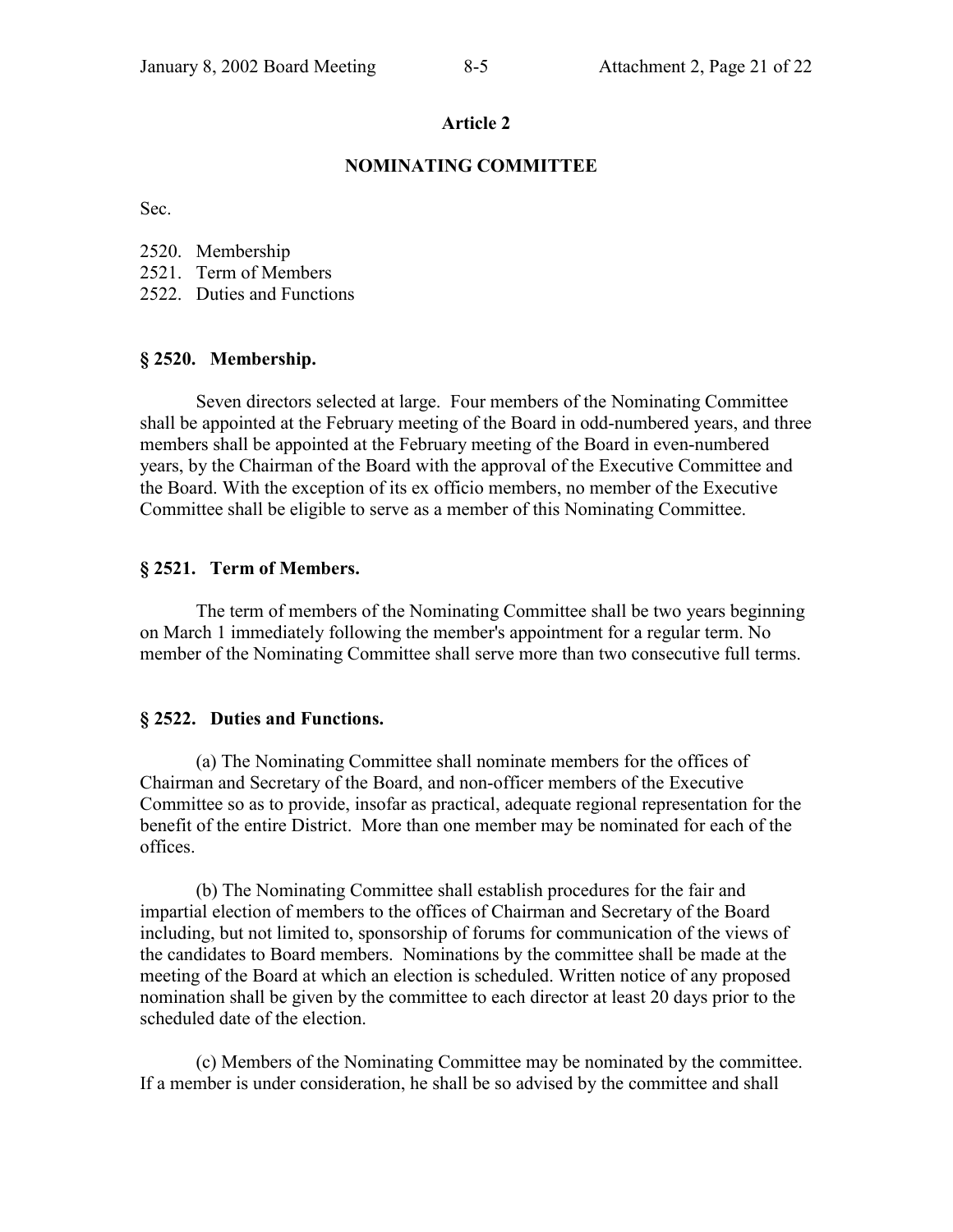## Article 2

## NOMINATING COMMITTEE

Sec.

2520. Membership
2521. Term of Members
2522. Duties and Functions

### § 2520. Membership.

Seven directors selected at large. Four members of the Nominating Committee shall be appointed at the February meeting of the Board in odd-numbered years, and three members shall be appointed at the February meeting of the Board in even-numbered years, by the Chairman of the Board with the approval of the Executive Committee and the Board. With the exception of its ex officio members, no member of the Executive Committee shall be eligible to serve as a member of this Nominating Committee.

### § 2521. Term of Members.

The term of members of the Nominating Committee shall be two years beginning on March 1 immediately following the member's appointment for a regular term. No member of the Nominating Committee shall serve more than two consecutive full terms.

### § 2522. Duties and Functions.

(a) The Nominating Committee shall nominate members for the offices of Chairman and Secretary of the Board, and non-officer members of the Executive Committee so as to provide, insofar as practical, adequate regional representation for the benefit of the entire District. More than one member may be nominated for each of the offices.

(b) The Nominating Committee shall establish procedures for the fair and impartial election of members to the offices of Chairman and Secretary of the Board including, but not limited to, sponsorship of forums for communication of the views of the candidates to Board members. Nominations by the committee shall be made at the meeting of the Board at which an election is scheduled. Written notice of any proposed nomination shall be given by the committee to each director at least 20 days prior to the scheduled date of the election.

(c) Members of the Nominating Committee may be nominated by the committee. If a member is under consideration, he shall be so advised by the committee and shall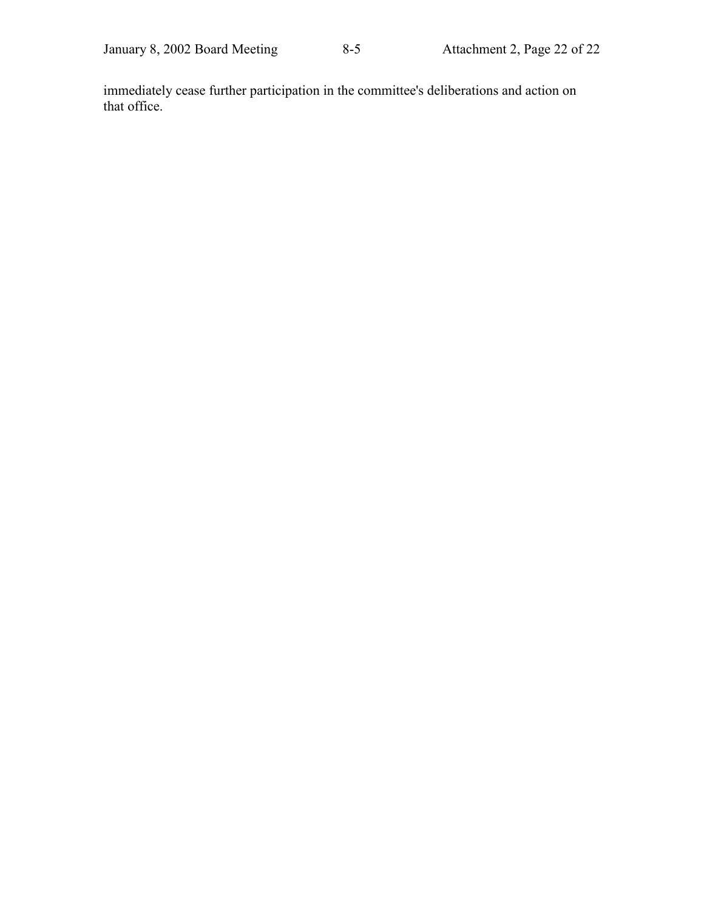immediately cease further participation in the committee's deliberations and action on that office.